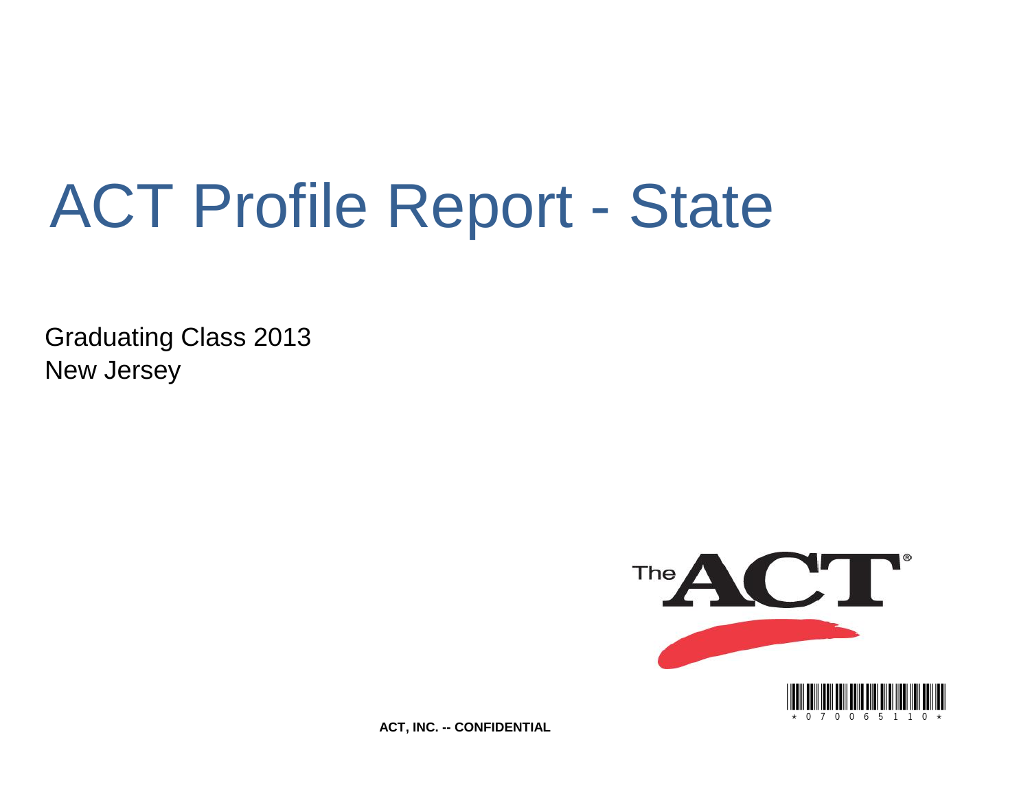# ACT Profile Report - State

Graduating Class 2013
New Jersey

ACT, INC. -- CONFIDENTIAL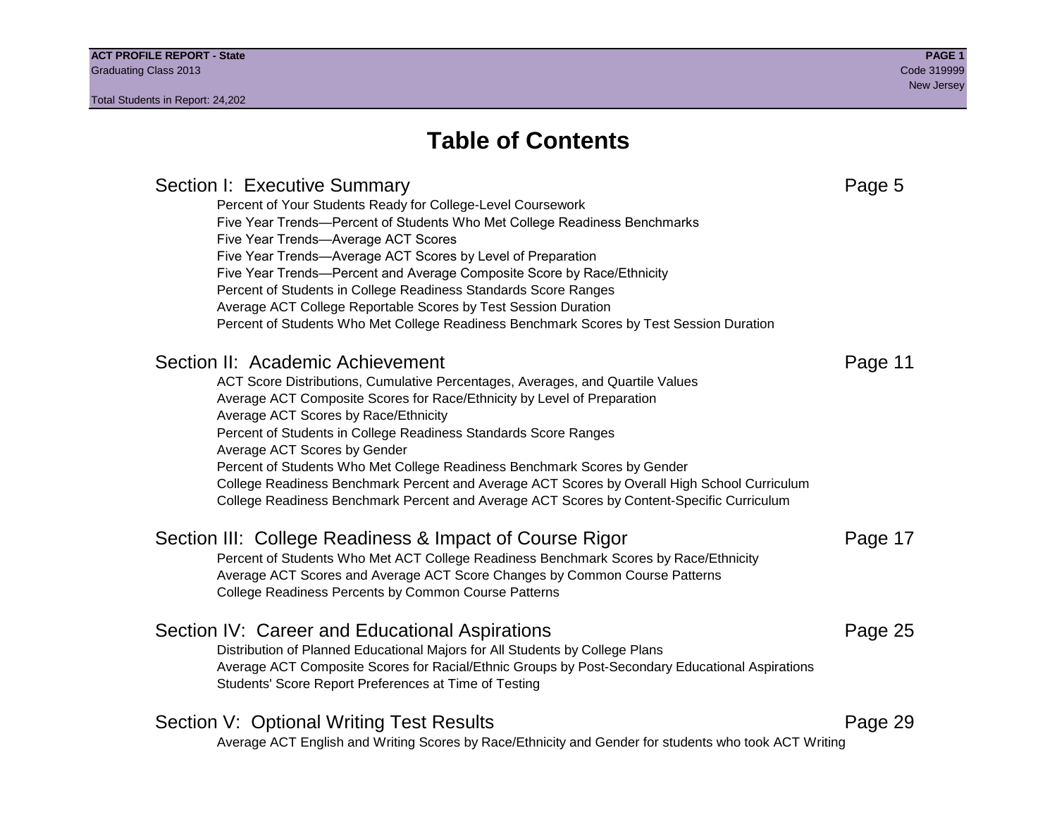# Table of Contents

## Section I: Executive Summary — Page 5

- Percent of Your Students Ready for College-Level Coursework
- Five Year Trends—Percent of Students Who Met College Readiness Benchmarks
- Five Year Trends—Average ACT Scores
- Five Year Trends—Average ACT Scores by Level of Preparation
- Five Year Trends—Percent and Average Composite Score by Race/Ethnicity
- Percent of Students in College Readiness Standards Score Ranges
- Average ACT College Reportable Scores by Test Session Duration
- Percent of Students Who Met College Readiness Benchmark Scores by Test Session Duration

## Section II: Academic Achievement — Page 11

- ACT Score Distributions, Cumulative Percentages, Averages, and Quartile Values
- Average ACT Composite Scores for Race/Ethnicity by Level of Preparation
- Average ACT Scores by Race/Ethnicity
- Percent of Students in College Readiness Standards Score Ranges
- Average ACT Scores by Gender
- Percent of Students Who Met College Readiness Benchmark Scores by Gender
- College Readiness Benchmark Percent and Average ACT Scores by Overall High School Curriculum
- College Readiness Benchmark Percent and Average ACT Scores by Content-Specific Curriculum

## Section III: College Readiness & Impact of Course Rigor — Page 17

- Percent of Students Who Met ACT College Readiness Benchmark Scores by Race/Ethnicity
- Average ACT Scores and Average ACT Score Changes by Common Course Patterns
- College Readiness Percents by Common Course Patterns

## Section IV: Career and Educational Aspirations — Page 25

- Distribution of Planned Educational Majors for All Students by College Plans
- Average ACT Composite Scores for Racial/Ethnic Groups by Post-Secondary Educational Aspirations
- Students' Score Report Preferences at Time of Testing

## Section V: Optional Writing Test Results — Page 29

- Average ACT English and Writing Scores by Race/Ethnicity and Gender for students who took ACT Writing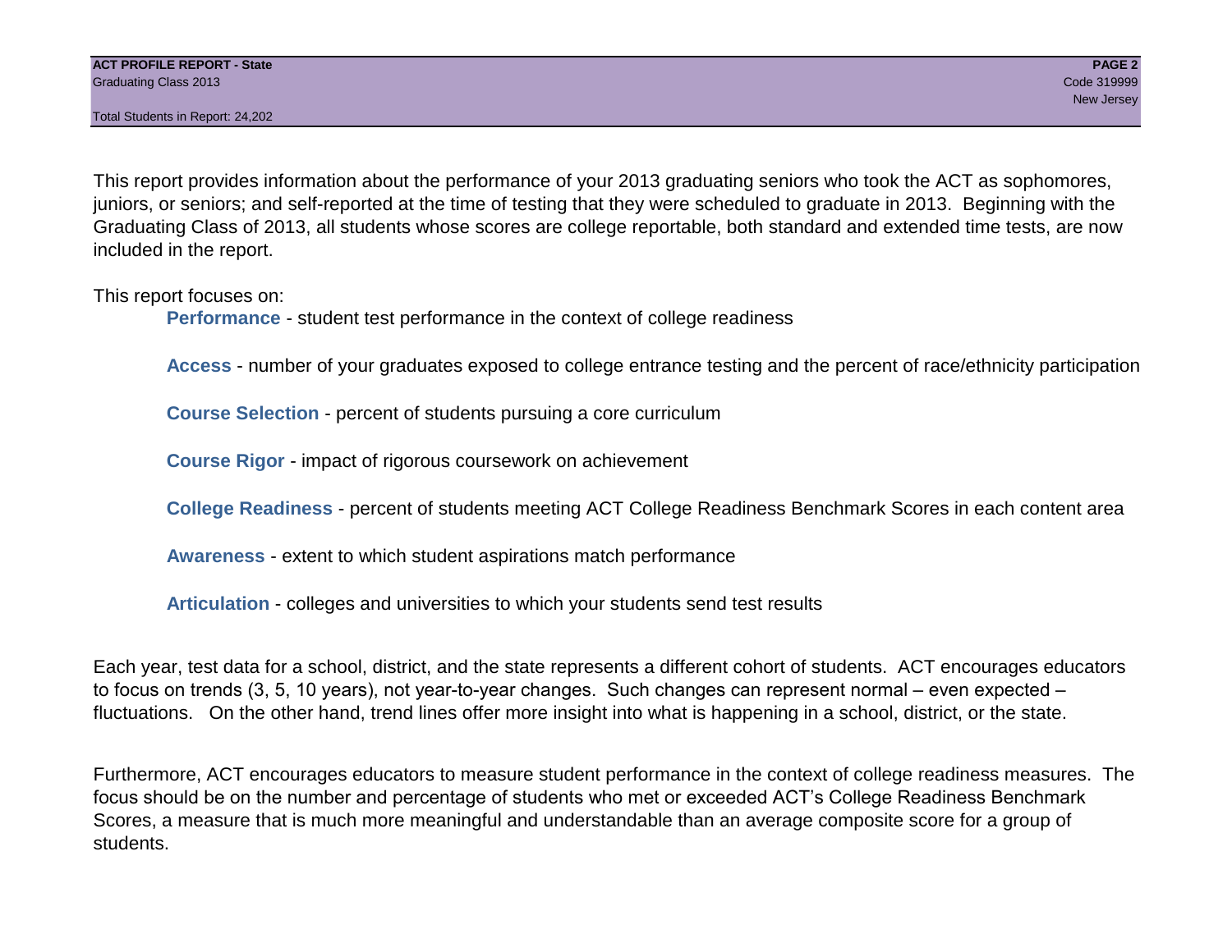This report provides information about the performance of your 2013 graduating seniors who took the ACT as sophomores, juniors, or seniors; and self-reported at the time of testing that they were scheduled to graduate in 2013. Beginning with the Graduating Class of 2013, all students whose scores are college reportable, both standard and extended time tests, are now included in the report.

This report focuses on:

- **Performance** - student test performance in the context of college readiness
- **Access** - number of your graduates exposed to college entrance testing and the percent of race/ethnicity participation
- **Course Selection** - percent of students pursuing a core curriculum
- **Course Rigor** - impact of rigorous coursework on achievement
- **College Readiness** - percent of students meeting ACT College Readiness Benchmark Scores in each content area
- **Awareness** - extent to which student aspirations match performance
- **Articulation** - colleges and universities to which your students send test results

Each year, test data for a school, district, and the state represents a different cohort of students. ACT encourages educators to focus on trends (3, 5, 10 years), not year-to-year changes. Such changes can represent normal – even expected – fluctuations. On the other hand, trend lines offer more insight into what is happening in a school, district, or the state.

Furthermore, ACT encourages educators to measure student performance in the context of college readiness measures. The focus should be on the number and percentage of students who met or exceeded ACT's College Readiness Benchmark Scores, a measure that is much more meaningful and understandable than an average composite score for a group of students.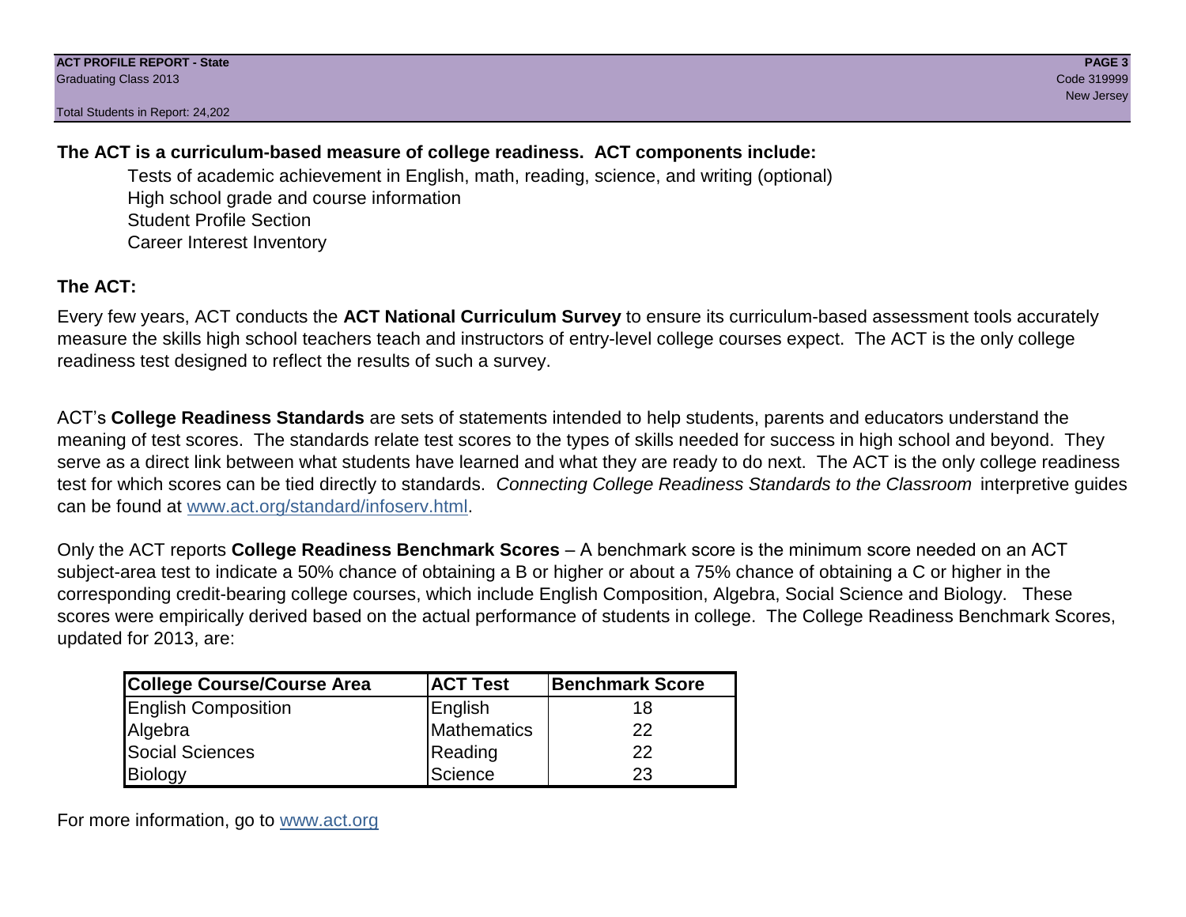**The ACT is a curriculum-based measure of college readiness. ACT components include:**

- Tests of academic achievement in English, math, reading, science, and writing (optional)
- High school grade and course information
- Student Profile Section
- Career Interest Inventory

**The ACT:**

Every few years, ACT conducts the **ACT National Curriculum Survey** to ensure its curriculum-based assessment tools accurately measure the skills high school teachers teach and instructors of entry-level college courses expect. The ACT is the only college readiness test designed to reflect the results of such a survey.

ACT's **College Readiness Standards** are sets of statements intended to help students, parents and educators understand the meaning of test scores. The standards relate test scores to the types of skills needed for success in high school and beyond. They serve as a direct link between what students have learned and what they are ready to do next. The ACT is the only college readiness test for which scores can be tied directly to standards. *Connecting College Readiness Standards to the Classroom* interpretive guides can be found at www.act.org/standard/infoserv.html.

Only the ACT reports **College Readiness Benchmark Scores** – A benchmark score is the minimum score needed on an ACT subject-area test to indicate a 50% chance of obtaining a B or higher or about a 75% chance of obtaining a C or higher in the corresponding credit-bearing college courses, which include English Composition, Algebra, Social Science and Biology. These scores were empirically derived based on the actual performance of students in college. The College Readiness Benchmark Scores, updated for 2013, are:

| College Course/Course Area | ACT Test | Benchmark Score |
|---|---|---|
| English Composition | English | 18 |
| Algebra | Mathematics | 22 |
| Social Sciences | Reading | 22 |
| Biology | Science | 23 |

For more information, go to www.act.org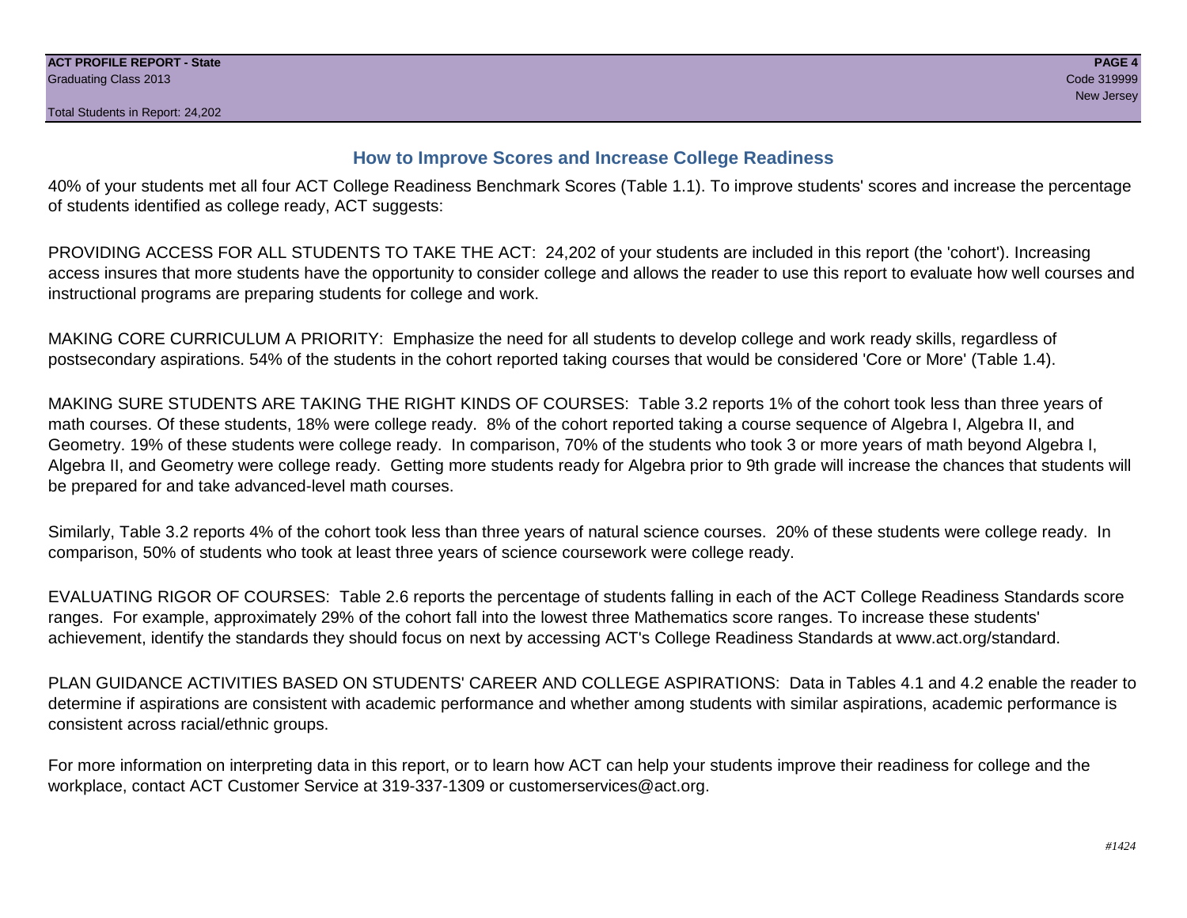## How to Improve Scores and Increase College Readiness

40% of your students met all four ACT College Readiness Benchmark Scores (Table 1.1). To improve students' scores and increase the percentage of students identified as college ready, ACT suggests:

PROVIDING ACCESS FOR ALL STUDENTS TO TAKE THE ACT: 24,202 of your students are included in this report (the 'cohort'). Increasing access insures that more students have the opportunity to consider college and allows the reader to use this report to evaluate how well courses and instructional programs are preparing students for college and work.

MAKING CORE CURRICULUM A PRIORITY: Emphasize the need for all students to develop college and work ready skills, regardless of postsecondary aspirations. 54% of the students in the cohort reported taking courses that would be considered 'Core or More' (Table 1.4).

MAKING SURE STUDENTS ARE TAKING THE RIGHT KINDS OF COURSES: Table 3.2 reports 1% of the cohort took less than three years of math courses. Of these students, 18% were college ready. 8% of the cohort reported taking a course sequence of Algebra I, Algebra II, and Geometry. 19% of these students were college ready. In comparison, 70% of the students who took 3 or more years of math beyond Algebra I, Algebra II, and Geometry were college ready. Getting more students ready for Algebra prior to 9th grade will increase the chances that students will be prepared for and take advanced-level math courses.

Similarly, Table 3.2 reports 4% of the cohort took less than three years of natural science courses. 20% of these students were college ready. In comparison, 50% of students who took at least three years of science coursework were college ready.

EVALUATING RIGOR OF COURSES: Table 2.6 reports the percentage of students falling in each of the ACT College Readiness Standards score ranges. For example, approximately 29% of the cohort fall into the lowest three Mathematics score ranges. To increase these students' achievement, identify the standards they should focus on next by accessing ACT's College Readiness Standards at www.act.org/standard.

PLAN GUIDANCE ACTIVITIES BASED ON STUDENTS' CAREER AND COLLEGE ASPIRATIONS: Data in Tables 4.1 and 4.2 enable the reader to determine if aspirations are consistent with academic performance and whether among students with similar aspirations, academic performance is consistent across racial/ethnic groups.

For more information on interpreting data in this report, or to learn how ACT can help your students improve their readiness for college and the workplace, contact ACT Customer Service at 319-337-1309 or customerservices@act.org.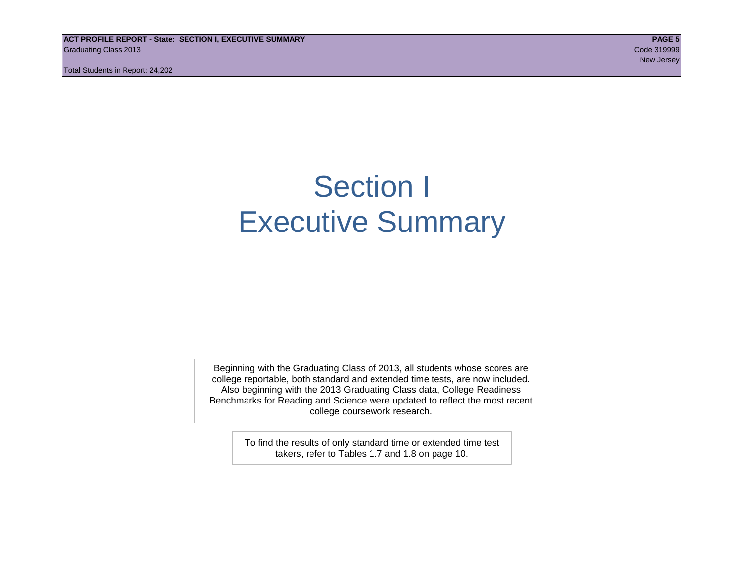# Section I
# Executive Summary

Beginning with the Graduating Class of 2013, all students whose scores are college reportable, both standard and extended time tests, are now included. Also beginning with the 2013 Graduating Class data, College Readiness Benchmarks for Reading and Science were updated to reflect the most recent college coursework research.

To find the results of only standard time or extended time test takers, refer to Tables 1.7 and 1.8 on page 10.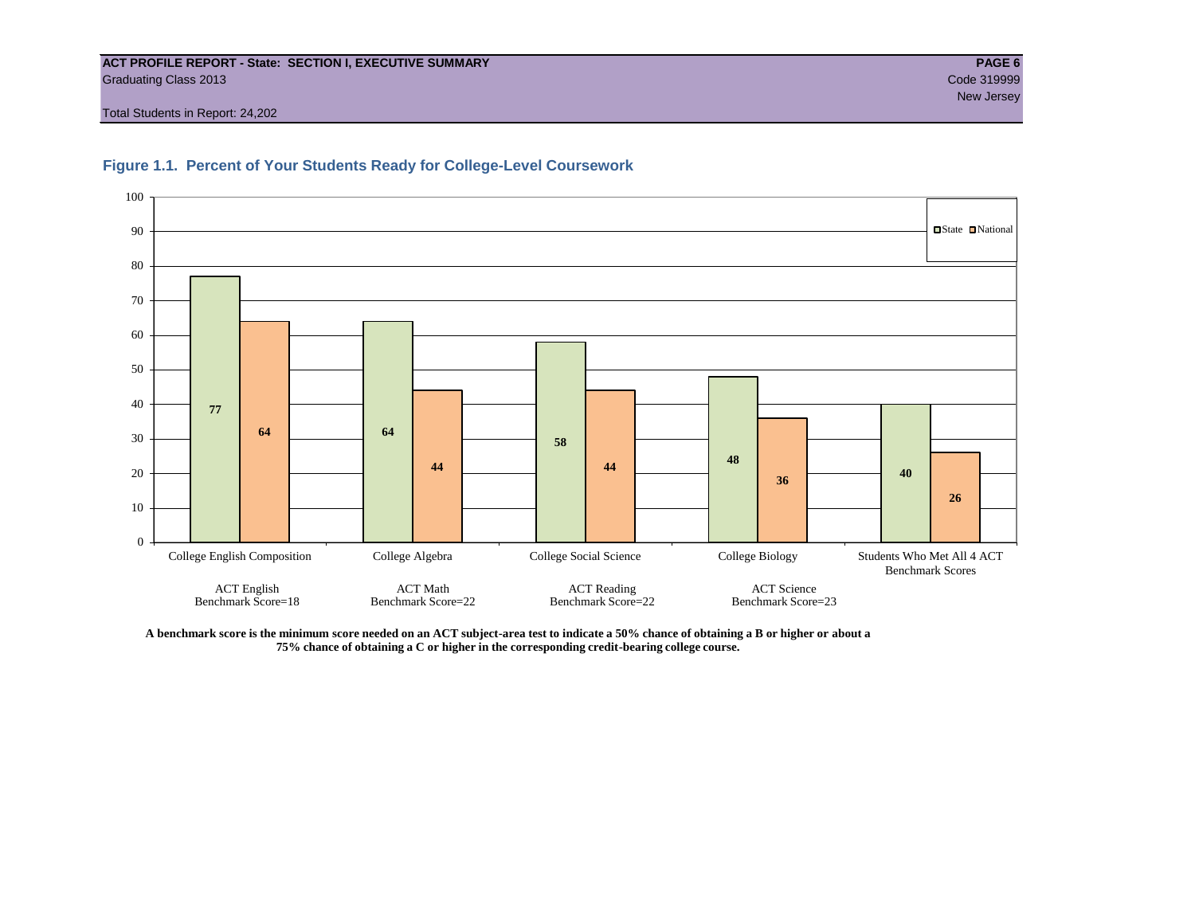**ACT PROFILE REPORT - State: SECTION I, EXECUTIVE SUMMARY**
Graduating Class 2013
Code 319999
New Jersey
Total Students in Report: 24,202

## Figure 1.1. Percent of Your Students Ready for College-Level Coursework

| | State | National |
|---|---|---|
| College English Composition (ACT English Benchmark Score=18) | 77 | 64 |
| College Algebra (ACT Math Benchmark Score=22) | 64 | 44 |
| College Social Science (ACT Reading Benchmark Score=22) | 58 | 44 |
| College Biology (ACT Science Benchmark Score=23) | 48 | 36 |
| Students Who Met All 4 ACT Benchmark Scores | 40 | 26 |

**A benchmark score is the minimum score needed on an ACT subject-area test to indicate a 50% chance of obtaining a B or higher or about a 75% chance of obtaining a C or higher in the corresponding credit-bearing college course.**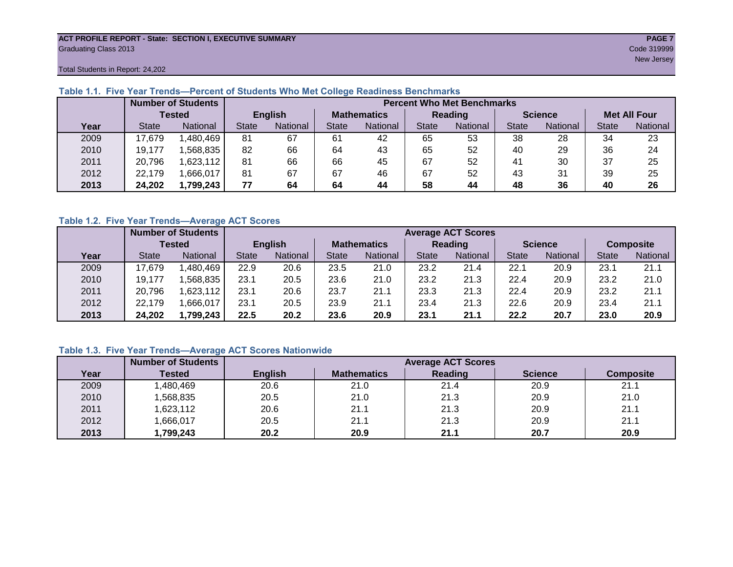ACT PROFILE REPORT - State: SECTION I, EXECUTIVE SUMMARY
Graduating Class 2013
Code 319999
New Jersey

Total Students in Report: 24,202

**Table 1.1. Five Year Trends—Percent of Students Who Met College Readiness Benchmarks**

| | Number of Students Tested | | Percent Who Met Benchmarks | | | | | | | | | |
|---|---|---|---|---|---|---|---|---|---|---|---|---|
| | | | English | | Mathematics | | Reading | | Science | | Met All Four | |
| Year | State | National | State | National | State | National | State | National | State | National | State | National |
| 2009 | 17,679 | 1,480,469 | 81 | 67 | 61 | 42 | 65 | 53 | 38 | 28 | 34 | 23 |
| 2010 | 19,177 | 1,568,835 | 82 | 66 | 64 | 43 | 65 | 52 | 40 | 29 | 36 | 24 |
| 2011 | 20,796 | 1,623,112 | 81 | 66 | 66 | 45 | 67 | 52 | 41 | 30 | 37 | 25 |
| 2012 | 22,179 | 1,666,017 | 81 | 67 | 67 | 46 | 67 | 52 | 43 | 31 | 39 | 25 |
| **2013** | **24,202** | **1,799,243** | **77** | **64** | **64** | **44** | **58** | **44** | **48** | **36** | **40** | **26** |

**Table 1.2. Five Year Trends—Average ACT Scores**

| | Number of Students Tested | | Average ACT Scores | | | | | | | | | |
|---|---|---|---|---|---|---|---|---|---|---|---|---|
| | | | English | | Mathematics | | Reading | | Science | | Composite | |
| Year | State | National | State | National | State | National | State | National | State | National | State | National |
| 2009 | 17,679 | 1,480,469 | 22.9 | 20.6 | 23.5 | 21.0 | 23.2 | 21.4 | 22.1 | 20.9 | 23.1 | 21.1 |
| 2010 | 19,177 | 1,568,835 | 23.1 | 20.5 | 23.6 | 21.0 | 23.2 | 21.3 | 22.4 | 20.9 | 23.2 | 21.0 |
| 2011 | 20,796 | 1,623,112 | 23.1 | 20.6 | 23.7 | 21.1 | 23.3 | 21.3 | 22.4 | 20.9 | 23.2 | 21.1 |
| 2012 | 22,179 | 1,666,017 | 23.1 | 20.5 | 23.9 | 21.1 | 23.4 | 21.3 | 22.6 | 20.9 | 23.4 | 21.1 |
| **2013** | **24,202** | **1,799,243** | **22.5** | **20.2** | **23.6** | **20.9** | **23.1** | **21.1** | **22.2** | **20.7** | **23.0** | **20.9** |

**Table 1.3. Five Year Trends—Average ACT Scores Nationwide**

| | Number of Students | Average ACT Scores | | | | |
|---|---|---|---|---|---|---|
| Year | Tested | English | Mathematics | Reading | Science | Composite |
| 2009 | 1,480,469 | 20.6 | 21.0 | 21.4 | 20.9 | 21.1 |
| 2010 | 1,568,835 | 20.5 | 21.0 | 21.3 | 20.9 | 21.0 |
| 2011 | 1,623,112 | 20.6 | 21.1 | 21.3 | 20.9 | 21.1 |
| 2012 | 1,666,017 | 20.5 | 21.1 | 21.3 | 20.9 | 21.1 |
| **2013** | **1,799,243** | **20.2** | **20.9** | **21.1** | **20.7** | **20.9** |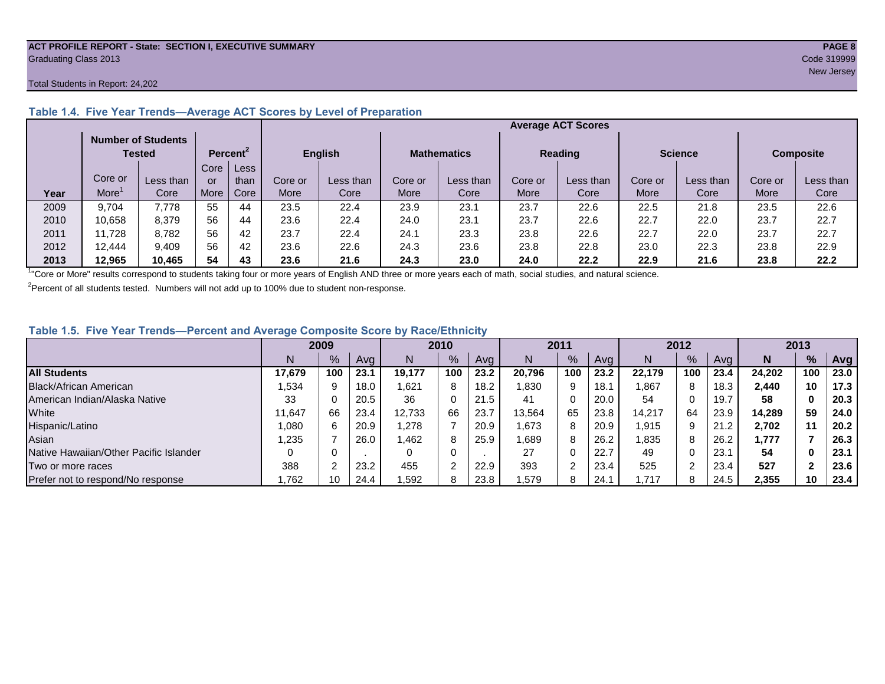**ACT PROFILE REPORT - State: SECTION I, EXECUTIVE SUMMARY**
Graduating Class 2013
Code 319999
New Jersey

Total Students in Report: 24,202

### Table 1.4. Five Year Trends—Average ACT Scores by Level of Preparation

| Year | Number of Students Tested: Core or More[1] | Number of Students Tested: Less than Core | Percent[2]: Core or More | Percent[2]: Less than Core | English: Core or More | English: Less than Core | Mathematics: Core or More | Mathematics: Less than Core | Reading: Core or More | Reading: Less than Core | Science: Core or More | Science: Less than Core | Composite: Core or More | Composite: Less than Core |
|---|---|---|---|---|---|---|---|---|---|---|---|---|---|---|
| 2009 | 9,704 | 7,778 | 55 | 44 | 23.5 | 22.4 | 23.9 | 23.1 | 23.7 | 22.6 | 22.5 | 21.8 | 23.5 | 22.6 |
| 2010 | 10,658 | 8,379 | 56 | 44 | 23.6 | 22.4 | 24.0 | 23.1 | 23.7 | 22.6 | 22.7 | 22.0 | 23.7 | 22.7 |
| 2011 | 11,728 | 8,782 | 56 | 42 | 23.7 | 22.4 | 24.1 | 23.3 | 23.8 | 22.6 | 22.7 | 22.0 | 23.7 | 22.7 |
| 2012 | 12,444 | 9,409 | 56 | 42 | 23.6 | 22.6 | 24.3 | 23.6 | 23.8 | 22.8 | 23.0 | 22.3 | 23.8 | 22.9 |
| **2013** | **12,965** | **10,465** | **54** | **43** | **23.6** | **21.6** | **24.3** | **23.0** | **24.0** | **22.2** | **22.9** | **21.6** | **23.8** | **22.2** |

[1] "Core or More" results correspond to students taking four or more years of English AND three or more years each of math, social studies, and natural science.

[2] Percent of all students tested. Numbers will not add up to 100% due to student non-response.

### Table 1.5. Five Year Trends—Percent and Average Composite Score by Race/Ethnicity

| | 2009 | | | 2010 | | | 2011 | | | 2012 | | | 2013 | | |
|---|---|---|---|---|---|---|---|---|---|---|---|---|---|---|---|
| | N | % | Avg | N | % | Avg | N | % | Avg | N | % | Avg | **N** | **%** | **Avg** |
| **All Students** | **17,679** | **100** | **23.1** | **19,177** | **100** | **23.2** | **20,796** | **100** | **23.2** | **22,179** | **100** | **23.4** | **24,202** | **100** | **23.0** |
| Black/African American | 1,534 | 9 | 18.0 | 1,621 | 8 | 18.2 | 1,830 | 9 | 18.1 | 1,867 | 8 | 18.3 | **2,440** | **10** | **17.3** |
| American Indian/Alaska Native | 33 | 0 | 20.5 | 36 | 0 | 21.5 | 41 | 0 | 20.0 | 54 | 0 | 19.7 | **58** | **0** | **20.3** |
| White | 11,647 | 66 | 23.4 | 12,733 | 66 | 23.7 | 13,564 | 65 | 23.8 | 14,217 | 64 | 23.9 | **14,289** | **59** | **24.0** |
| Hispanic/Latino | 1,080 | 6 | 20.9 | 1,278 | 7 | 20.9 | 1,673 | 8 | 20.9 | 1,915 | 9 | 21.2 | **2,702** | **11** | **20.2** |
| Asian | 1,235 | 7 | 26.0 | 1,462 | 8 | 25.9 | 1,689 | 8 | 26.2 | 1,835 | 8 | 26.2 | **1,777** | **7** | **26.3** |
| Native Hawaiian/Other Pacific Islander | 0 | 0 | . | 0 | 0 | . | 27 | 0 | 22.7 | 49 | 0 | 23.1 | **54** | **0** | **23.1** |
| Two or more races | 388 | 2 | 23.2 | 455 | 2 | 22.9 | 393 | 2 | 23.4 | 525 | 2 | 23.4 | **527** | **2** | **23.6** |
| Prefer not to respond/No response | 1,762 | 10 | 24.4 | 1,592 | 8 | 23.8 | 1,579 | 8 | 24.1 | 1,717 | 8 | 24.5 | **2,355** | **10** | **23.4** |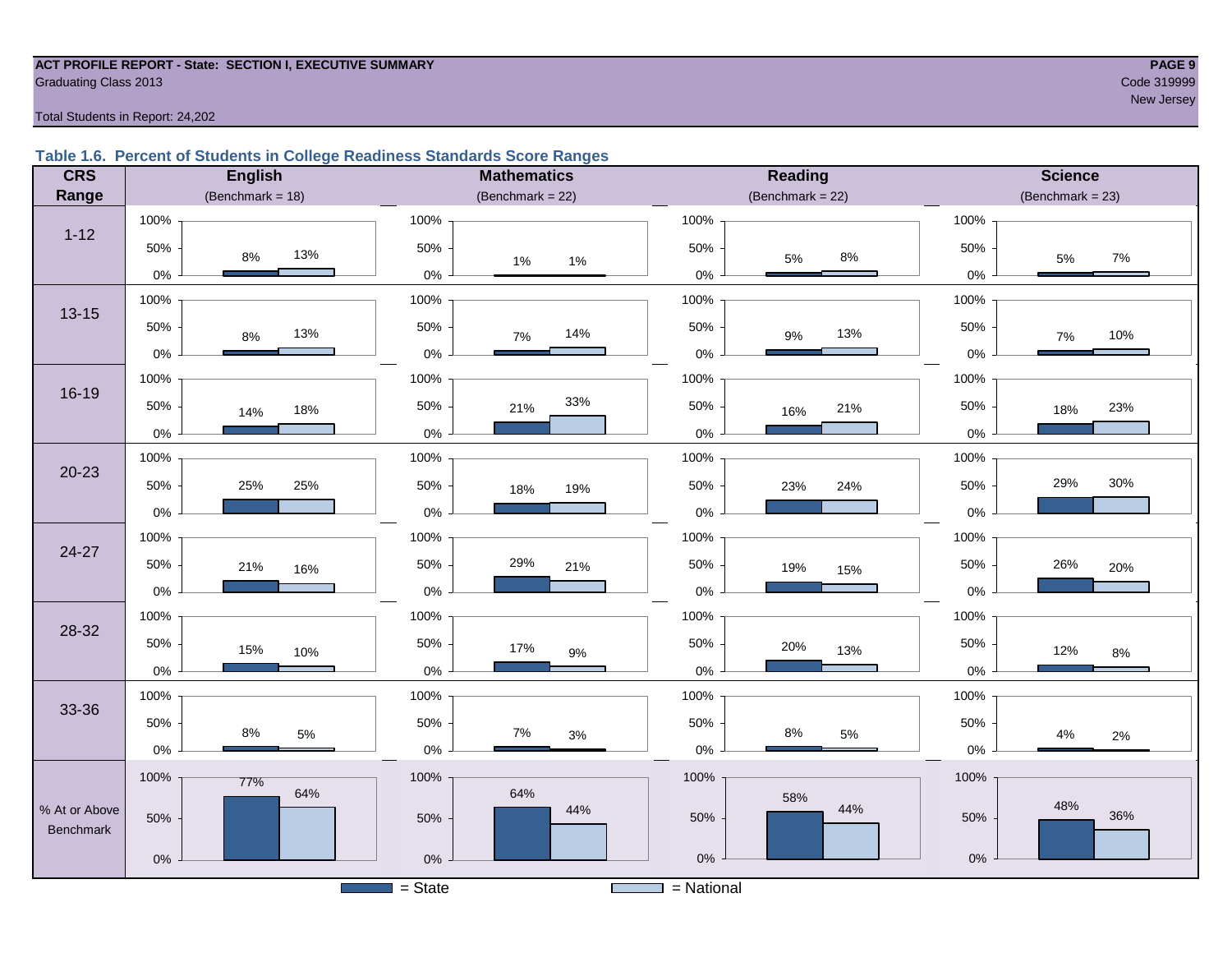ACT PROFILE REPORT - State: SECTION I, EXECUTIVE SUMMARY
Graduating Class 2013

Code 319999
New Jersey

Total Students in Report: 24,202

### Table 1.6. Percent of Students in College Readiness Standards Score Ranges

| CRS Range | English (Benchmark = 18) State | English National | Mathematics (Benchmark = 22) State | Mathematics National | Reading (Benchmark = 22) State | Reading National | Science (Benchmark = 23) State | Science National |
|---|---|---|---|---|---|---|---|---|
| 1-12 | 8% | 13% | 1% | 1% | 5% | 8% | 5% | 7% |
| 13-15 | 8% | 13% | 7% | 14% | 9% | 13% | 7% | 10% |
| 16-19 | 14% | 18% | 21% | 33% | 16% | 21% | 18% | 23% |
| 20-23 | 25% | 25% | 18% | 19% | 23% | 24% | 29% | 30% |
| 24-27 | 21% | 16% | 29% | 21% | 19% | 15% | 26% | 20% |
| 28-32 | 15% | 10% | 17% | 9% | 20% | 13% | 12% | 8% |
| 33-36 | 8% | 5% | 7% | 3% | 8% | 5% | 4% | 2% |
| % At or Above Benchmark | 77% | 64% | 64% | 44% | 58% | 44% | 48% | 36% |

= State   = National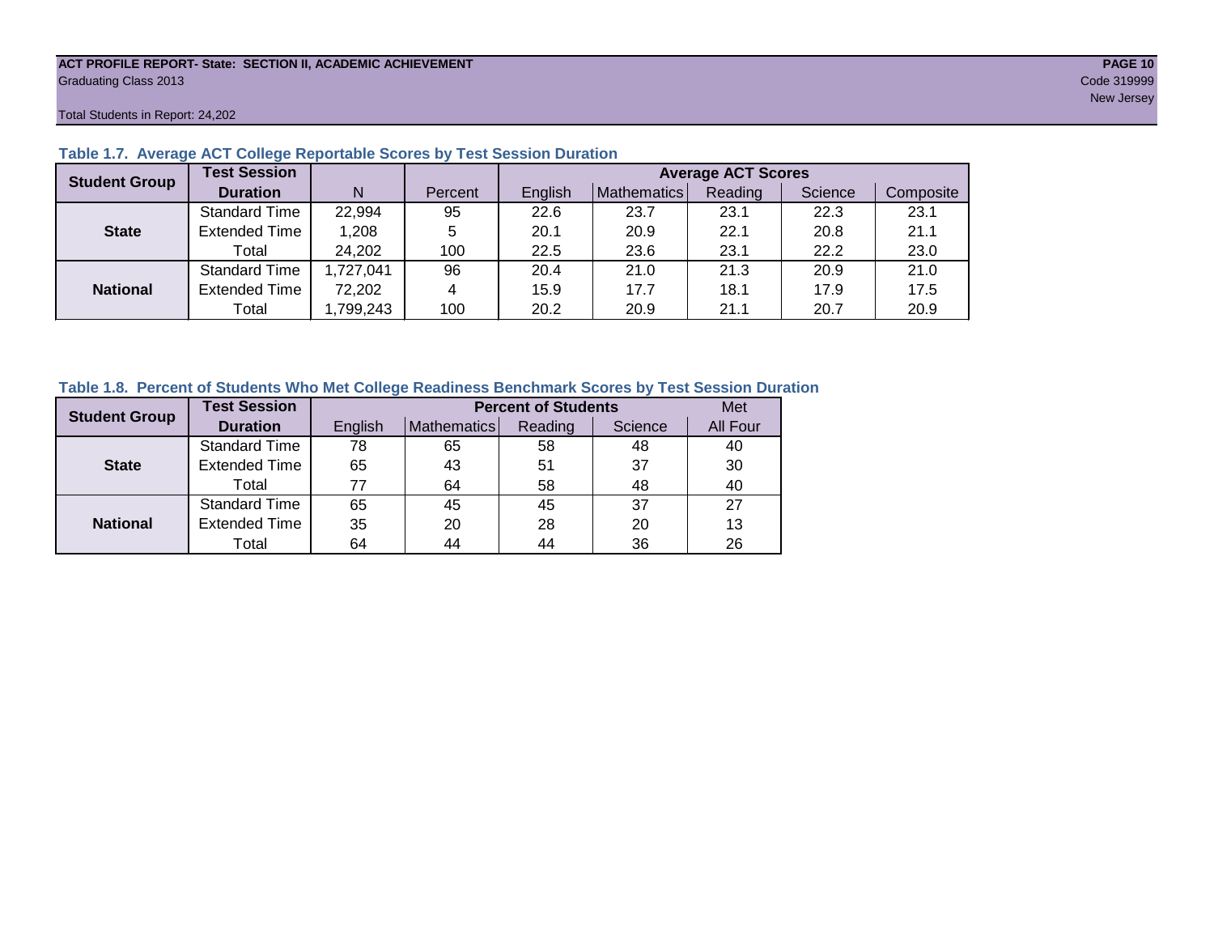ACT PROFILE REPORT- State: SECTION II, ACADEMIC ACHIEVEMENT
Graduating Class 2013
Code 319999
New Jersey

Total Students in Report: 24,202

**Table 1.7. Average ACT College Reportable Scores by Test Session Duration**

| Student Group | Test Session Duration | N | Percent | Average ACT Scores | | | | |
|---|---|---|---|---|---|---|---|---|
| | | | | English | Mathematics | Reading | Science | Composite |
| **State** | Standard Time | 22,994 | 95 | 22.6 | 23.7 | 23.1 | 22.3 | 23.1 |
| | Extended Time | 1,208 | 5 | 20.1 | 20.9 | 22.1 | 20.8 | 21.1 |
| | Total | 24,202 | 100 | 22.5 | 23.6 | 23.1 | 22.2 | 23.0 |
| **National** | Standard Time | 1,727,041 | 96 | 20.4 | 21.0 | 21.3 | 20.9 | 21.0 |
| | Extended Time | 72,202 | 4 | 15.9 | 17.7 | 18.1 | 17.9 | 17.5 |
| | Total | 1,799,243 | 100 | 20.2 | 20.9 | 21.1 | 20.7 | 20.9 |

**Table 1.8. Percent of Students Who Met College Readiness Benchmark Scores by Test Session Duration**

| Student Group | Test Session Duration | Percent of Students | | | | Met |
|---|---|---|---|---|---|---|
| | | English | Mathematics | Reading | Science | All Four |
| **State** | Standard Time | 78 | 65 | 58 | 48 | 40 |
| | Extended Time | 65 | 43 | 51 | 37 | 30 |
| | Total | 77 | 64 | 58 | 48 | 40 |
| **National** | Standard Time | 65 | 45 | 45 | 37 | 27 |
| | Extended Time | 35 | 20 | 28 | 20 | 13 |
| | Total | 64 | 44 | 44 | 36 | 26 |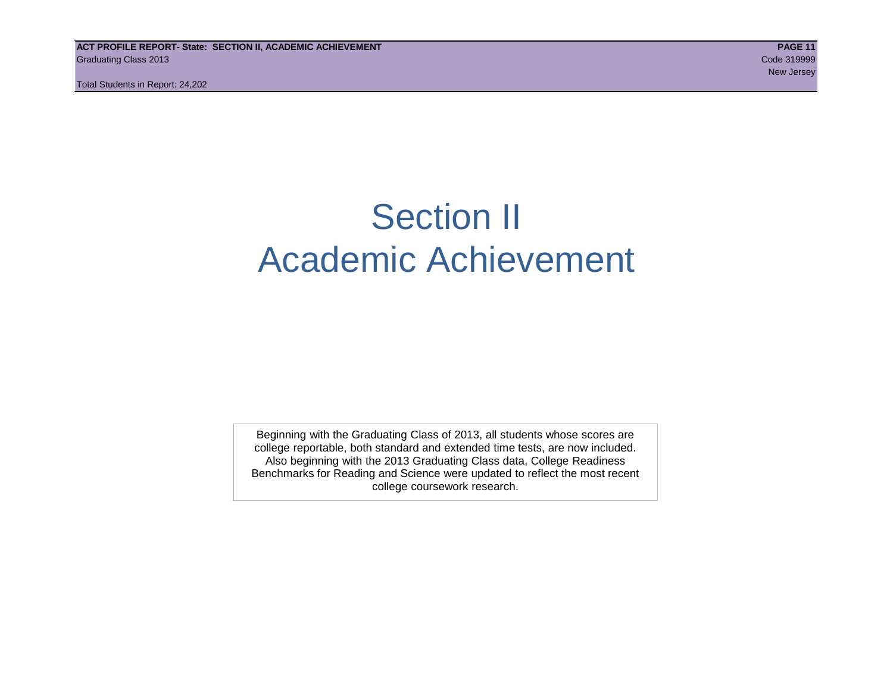# Section II
# Academic Achievement

Beginning with the Graduating Class of 2013, all students whose scores are college reportable, both standard and extended time tests, are now included. Also beginning with the 2013 Graduating Class data, College Readiness Benchmarks for Reading and Science were updated to reflect the most recent college coursework research.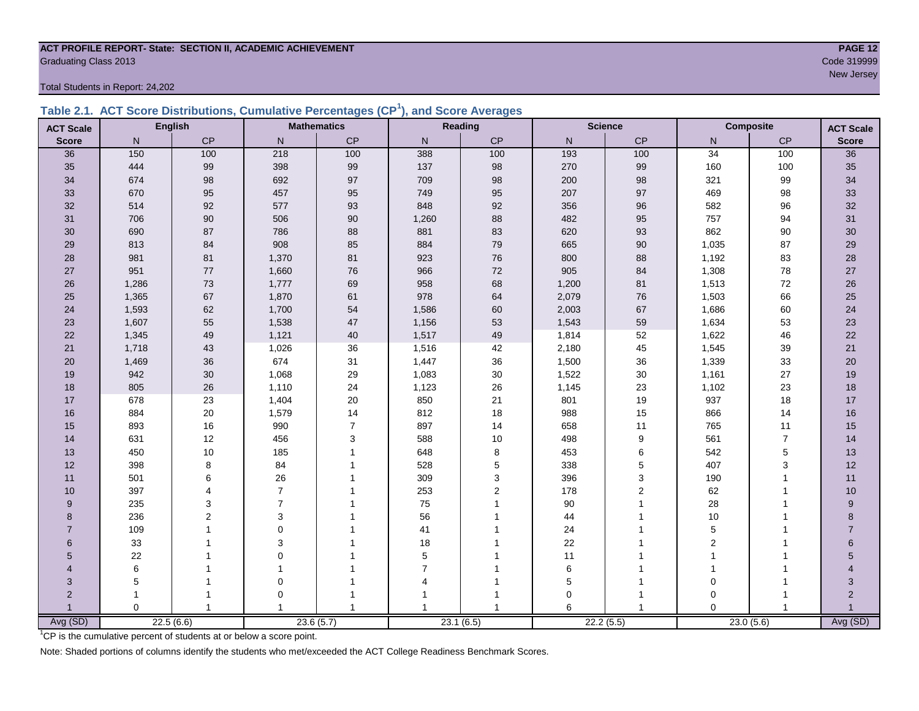**ACT PROFILE REPORT- State: SECTION II, ACADEMIC ACHIEVEMENT**
Graduating Class 2013

Code 319999
New Jersey

Total Students in Report: 24,202

### Table 2.1. ACT Score Distributions, Cumulative Percentages (CP[1]), and Score Averages

| ACT Scale | English | | Mathematics | | Reading | | Science | | Composite | | ACT Scale |
|---|---|---|---|---|---|---|---|---|---|---|---|
| Score | N | CP | N | CP | N | CP | N | CP | N | CP | Score |
| 36 | 150 | 100 | 218 | 100 | 388 | 100 | 193 | 100 | 34 | 100 | 36 |
| 35 | 444 | 99 | 398 | 99 | 137 | 98 | 270 | 99 | 160 | 100 | 35 |
| 34 | 674 | 98 | 692 | 97 | 709 | 98 | 200 | 98 | 321 | 99 | 34 |
| 33 | 670 | 95 | 457 | 95 | 749 | 95 | 207 | 97 | 469 | 98 | 33 |
| 32 | 514 | 92 | 577 | 93 | 848 | 92 | 356 | 96 | 582 | 96 | 32 |
| 31 | 706 | 90 | 506 | 90 | 1,260 | 88 | 482 | 95 | 757 | 94 | 31 |
| 30 | 690 | 87 | 786 | 88 | 881 | 83 | 620 | 93 | 862 | 90 | 30 |
| 29 | 813 | 84 | 908 | 85 | 884 | 79 | 665 | 90 | 1,035 | 87 | 29 |
| 28 | 981 | 81 | 1,370 | 81 | 923 | 76 | 800 | 88 | 1,192 | 83 | 28 |
| 27 | 951 | 77 | 1,660 | 76 | 966 | 72 | 905 | 84 | 1,308 | 78 | 27 |
| 26 | 1,286 | 73 | 1,777 | 69 | 958 | 68 | 1,200 | 81 | 1,513 | 72 | 26 |
| 25 | 1,365 | 67 | 1,870 | 61 | 978 | 64 | 2,079 | 76 | 1,503 | 66 | 25 |
| 24 | 1,593 | 62 | 1,700 | 54 | 1,586 | 60 | 2,003 | 67 | 1,686 | 60 | 24 |
| 23 | 1,607 | 55 | 1,538 | 47 | 1,156 | 53 | 1,543 | 59 | 1,634 | 53 | 23 |
| 22 | 1,345 | 49 | 1,121 | 40 | 1,517 | 49 | 1,814 | 52 | 1,622 | 46 | 22 |
| 21 | 1,718 | 43 | 1,026 | 36 | 1,516 | 42 | 2,180 | 45 | 1,545 | 39 | 21 |
| 20 | 1,469 | 36 | 674 | 31 | 1,447 | 36 | 1,500 | 36 | 1,339 | 33 | 20 |
| 19 | 942 | 30 | 1,068 | 29 | 1,083 | 30 | 1,522 | 30 | 1,161 | 27 | 19 |
| 18 | 805 | 26 | 1,110 | 24 | 1,123 | 26 | 1,145 | 23 | 1,102 | 23 | 18 |
| 17 | 678 | 23 | 1,404 | 20 | 850 | 21 | 801 | 19 | 937 | 18 | 17 |
| 16 | 884 | 20 | 1,579 | 14 | 812 | 18 | 988 | 15 | 866 | 14 | 16 |
| 15 | 893 | 16 | 990 | 7 | 897 | 14 | 658 | 11 | 765 | 11 | 15 |
| 14 | 631 | 12 | 456 | 3 | 588 | 10 | 498 | 9 | 561 | 7 | 14 |
| 13 | 450 | 10 | 185 | 1 | 648 | 8 | 453 | 6 | 542 | 5 | 13 |
| 12 | 398 | 8 | 84 | 1 | 528 | 5 | 338 | 5 | 407 | 3 | 12 |
| 11 | 501 | 6 | 26 | 1 | 309 | 3 | 396 | 3 | 190 | 1 | 11 |
| 10 | 397 | 4 | 7 | 1 | 253 | 2 | 178 | 2 | 62 | 1 | 10 |
| 9 | 235 | 3 | 7 | 1 | 75 | 1 | 90 | 1 | 28 | 1 | 9 |
| 8 | 236 | 2 | 3 | 1 | 56 | 1 | 44 | 1 | 10 | 1 | 8 |
| 7 | 109 | 1 | 0 | 1 | 41 | 1 | 24 | 1 | 5 | 1 | 7 |
| 6 | 33 | 1 | 3 | 1 | 18 | 1 | 22 | 1 | 2 | 1 | 6 |
| 5 | 22 | 1 | 0 | 1 | 5 | 1 | 11 | 1 | 1 | 1 | 5 |
| 4 | 6 | 1 | 1 | 1 | 7 | 1 | 6 | 1 | 1 | 1 | 4 |
| 3 | 5 | 1 | 0 | 1 | 4 | 1 | 5 | 1 | 0 | 1 | 3 |
| 2 | 1 | 1 | 0 | 1 | 1 | 1 | 0 | 1 | 0 | 1 | 2 |
| 1 | 0 | 1 | 1 | 1 | 1 | 1 | 6 | 1 | 0 | 1 | 1 |
| Avg (SD) | 22.5 (6.6) | | 23.6 (5.7) | | 23.1 (6.5) | | 22.2 (5.5) | | 23.0 (5.6) | | Avg (SD) |

[1]CP is the cumulative percent of students at or below a score point.

Note: Shaded portions of columns identify the students who met/exceeded the ACT College Readiness Benchmark Scores.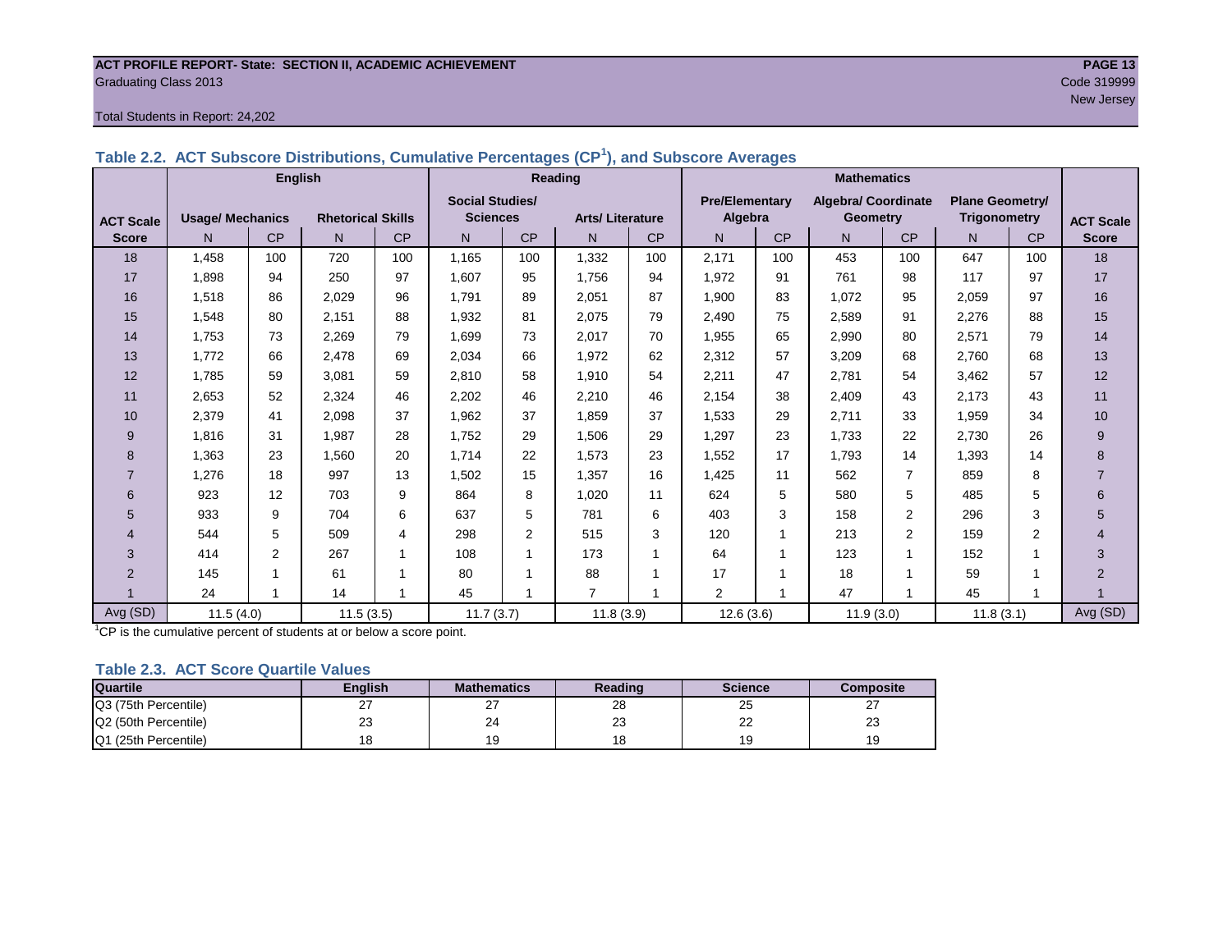**ACT PROFILE REPORT- State: SECTION II, ACADEMIC ACHIEVEMENT**
Graduating Class 2013

Code 319999
New Jersey

Total Students in Report: 24,202

### Table 2.2. ACT Subscore Distributions, Cumulative Percentages (CP[1]), and Subscore Averages

| ACT Scale Score | English | | | | Reading | | | | Mathematics | | | | | | ACT Scale Score |
|---|---|---|---|---|---|---|---|---|---|---|---|---|---|---|---|
| | Usage/ Mechanics | | Rhetorical Skills | | Social Studies/ Sciences | | Arts/ Literature | | Pre/Elementary Algebra | | Algebra/ Coordinate Geometry | | Plane Geometry/ Trigonometry | | |
| | N | CP | N | CP | N | CP | N | CP | N | CP | N | CP | N | CP | |
| 18 | 1,458 | 100 | 720 | 100 | 1,165 | 100 | 1,332 | 100 | 2,171 | 100 | 453 | 100 | 647 | 100 | 18 |
| 17 | 1,898 | 94 | 250 | 97 | 1,607 | 95 | 1,756 | 94 | 1,972 | 91 | 761 | 98 | 117 | 97 | 17 |
| 16 | 1,518 | 86 | 2,029 | 96 | 1,791 | 89 | 2,051 | 87 | 1,900 | 83 | 1,072 | 95 | 2,059 | 97 | 16 |
| 15 | 1,548 | 80 | 2,151 | 88 | 1,932 | 81 | 2,075 | 79 | 2,490 | 75 | 2,589 | 91 | 2,276 | 88 | 15 |
| 14 | 1,753 | 73 | 2,269 | 79 | 1,699 | 73 | 2,017 | 70 | 1,955 | 65 | 2,990 | 80 | 2,571 | 79 | 14 |
| 13 | 1,772 | 66 | 2,478 | 69 | 2,034 | 66 | 1,972 | 62 | 2,312 | 57 | 3,209 | 68 | 2,760 | 68 | 13 |
| 12 | 1,785 | 59 | 3,081 | 59 | 2,810 | 58 | 1,910 | 54 | 2,211 | 47 | 2,781 | 54 | 3,462 | 57 | 12 |
| 11 | 2,653 | 52 | 2,324 | 46 | 2,202 | 46 | 2,210 | 46 | 2,154 | 38 | 2,409 | 43 | 2,173 | 43 | 11 |
| 10 | 2,379 | 41 | 2,098 | 37 | 1,962 | 37 | 1,859 | 37 | 1,533 | 29 | 2,711 | 33 | 1,959 | 34 | 10 |
| 9 | 1,816 | 31 | 1,987 | 28 | 1,752 | 29 | 1,506 | 29 | 1,297 | 23 | 1,733 | 22 | 2,730 | 26 | 9 |
| 8 | 1,363 | 23 | 1,560 | 20 | 1,714 | 22 | 1,573 | 23 | 1,552 | 17 | 1,793 | 14 | 1,393 | 14 | 8 |
| 7 | 1,276 | 18 | 997 | 13 | 1,502 | 15 | 1,357 | 16 | 1,425 | 11 | 562 | 7 | 859 | 8 | 7 |
| 6 | 923 | 12 | 703 | 9 | 864 | 8 | 1,020 | 11 | 624 | 5 | 580 | 5 | 485 | 5 | 6 |
| 5 | 933 | 9 | 704 | 6 | 637 | 5 | 781 | 6 | 403 | 3 | 158 | 2 | 296 | 3 | 5 |
| 4 | 544 | 5 | 509 | 4 | 298 | 2 | 515 | 3 | 120 | 1 | 213 | 2 | 159 | 2 | 4 |
| 3 | 414 | 2 | 267 | 1 | 108 | 1 | 173 | 1 | 64 | 1 | 123 | 1 | 152 | 1 | 3 |
| 2 | 145 | 1 | 61 | 1 | 80 | 1 | 88 | 1 | 17 | 1 | 18 | 1 | 59 | 1 | 2 |
| 1 | 24 | 1 | 14 | 1 | 45 | 1 | 7 | 1 | 2 | 1 | 47 | 1 | 45 | 1 | 1 |
| Avg (SD) | 11.5 (4.0) | | 11.5 (3.5) | | 11.7 (3.7) | | 11.8 (3.9) | | 12.6 (3.6) | | 11.9 (3.0) | | 11.8 (3.1) | | Avg (SD) |

[1]CP is the cumulative percent of students at or below a score point.

### Table 2.3. ACT Score Quartile Values

| Quartile | English | Mathematics | Reading | Science | Composite |
|---|---|---|---|---|---|
| Q3 (75th Percentile) | 27 | 27 | 28 | 25 | 27 |
| Q2 (50th Percentile) | 23 | 24 | 23 | 22 | 23 |
| Q1 (25th Percentile) | 18 | 19 | 18 | 19 | 19 |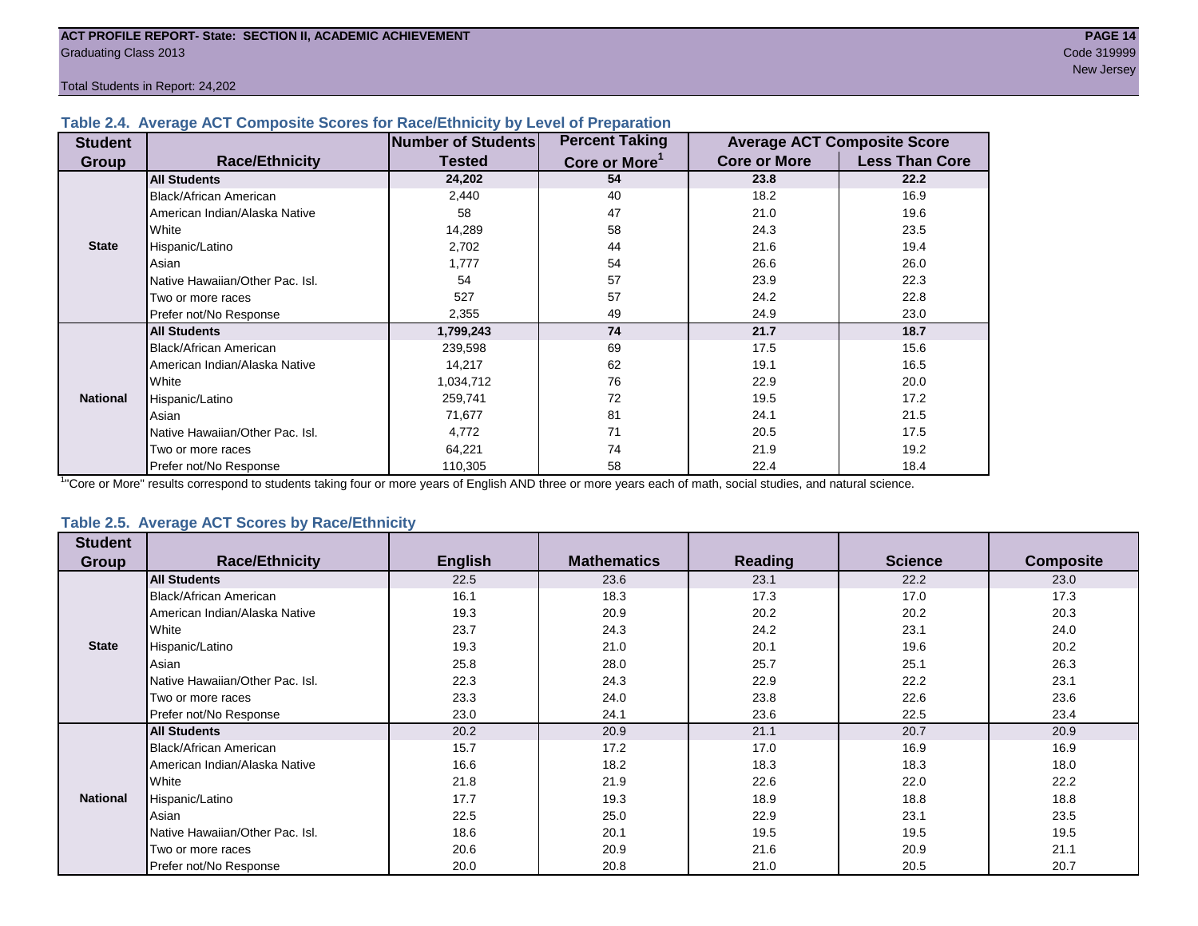## Table 2.4. Average ACT Composite Scores for Race/Ethnicity by Level of Preparation

| Student Group | Race/Ethnicity | Number of Students Tested | Percent Taking Core or More[1] | Average ACT Composite Score | |
|---|---|---|---|---|---|
| | | | | Core or More | Less Than Core |
| State | **All Students** | **24,202** | **54** | **23.8** | **22.2** |
| | Black/African American | 2,440 | 40 | 18.2 | 16.9 |
| | American Indian/Alaska Native | 58 | 47 | 21.0 | 19.6 |
| | White | 14,289 | 58 | 24.3 | 23.5 |
| | Hispanic/Latino | 2,702 | 44 | 21.6 | 19.4 |
| | Asian | 1,777 | 54 | 26.6 | 26.0 |
| | Native Hawaiian/Other Pac. Isl. | 54 | 57 | 23.9 | 22.3 |
| | Two or more races | 527 | 57 | 24.2 | 22.8 |
| | Prefer not/No Response | 2,355 | 49 | 24.9 | 23.0 |
| National | **All Students** | **1,799,243** | **74** | **21.7** | **18.7** |
| | Black/African American | 239,598 | 69 | 17.5 | 15.6 |
| | American Indian/Alaska Native | 14,217 | 62 | 19.1 | 16.5 |
| | White | 1,034,712 | 76 | 22.9 | 20.0 |
| | Hispanic/Latino | 259,741 | 72 | 19.5 | 17.2 |
| | Asian | 71,677 | 81 | 24.1 | 21.5 |
| | Native Hawaiian/Other Pac. Isl. | 4,772 | 71 | 20.5 | 17.5 |
| | Two or more races | 64,221 | 74 | 21.9 | 19.2 |
| | Prefer not/No Response | 110,305 | 58 | 22.4 | 18.4 |

[1]"Core or More" results correspond to students taking four or more years of English AND three or more years each of math, social studies, and natural science.

## Table 2.5. Average ACT Scores by Race/Ethnicity

| Student Group | Race/Ethnicity | English | Mathematics | Reading | Science | Composite |
|---|---|---|---|---|---|---|
| State | **All Students** | 22.5 | 23.6 | 23.1 | 22.2 | 23.0 |
| | Black/African American | 16.1 | 18.3 | 17.3 | 17.0 | 17.3 |
| | American Indian/Alaska Native | 19.3 | 20.9 | 20.2 | 20.2 | 20.3 |
| | White | 23.7 | 24.3 | 24.2 | 23.1 | 24.0 |
| | Hispanic/Latino | 19.3 | 21.0 | 20.1 | 19.6 | 20.2 |
| | Asian | 25.8 | 28.0 | 25.7 | 25.1 | 26.3 |
| | Native Hawaiian/Other Pac. Isl. | 22.3 | 24.3 | 22.9 | 22.2 | 23.1 |
| | Two or more races | 23.3 | 24.0 | 23.8 | 22.6 | 23.6 |
| | Prefer not/No Response | 23.0 | 24.1 | 23.6 | 22.5 | 23.4 |
| National | **All Students** | 20.2 | 20.9 | 21.1 | 20.7 | 20.9 |
| | Black/African American | 15.7 | 17.2 | 17.0 | 16.9 | 16.9 |
| | American Indian/Alaska Native | 16.6 | 18.2 | 18.3 | 18.3 | 18.0 |
| | White | 21.8 | 21.9 | 22.6 | 22.0 | 22.2 |
| | Hispanic/Latino | 17.7 | 19.3 | 18.9 | 18.8 | 18.8 |
| | Asian | 22.5 | 25.0 | 22.9 | 23.1 | 23.5 |
| | Native Hawaiian/Other Pac. Isl. | 18.6 | 20.1 | 19.5 | 19.5 | 19.5 |
| | Two or more races | 20.6 | 20.9 | 21.6 | 20.9 | 21.1 |
| | Prefer not/No Response | 20.0 | 20.8 | 21.0 | 20.5 | 20.7 |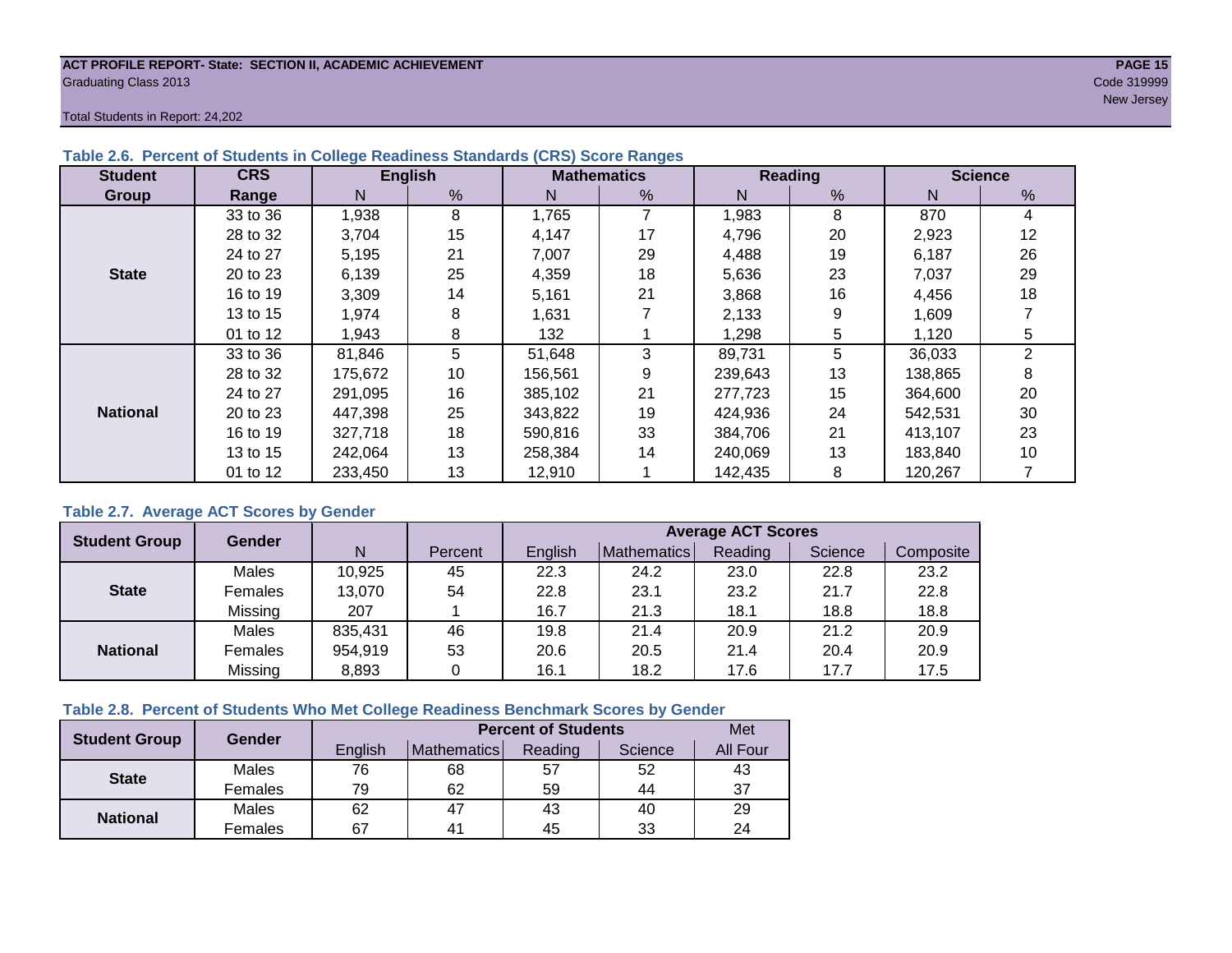ACT PROFILE REPORT- State: SECTION II, ACADEMIC ACHIEVEMENT

Graduating Class 2013

Code 319999

New Jersey

Total Students in Report: 24,202

### Table 2.6. Percent of Students in College Readiness Standards (CRS) Score Ranges

| Student Group | CRS Range | English | | Mathematics | | Reading | | Science | |
|---|---|---|---|---|---|---|---|---|---|
| | | N | % | N | % | N | % | N | % |
| State | 33 to 36 | 1,938 | 8 | 1,765 | 7 | 1,983 | 8 | 870 | 4 |
| | 28 to 32 | 3,704 | 15 | 4,147 | 17 | 4,796 | 20 | 2,923 | 12 |
| | 24 to 27 | 5,195 | 21 | 7,007 | 29 | 4,488 | 19 | 6,187 | 26 |
| | 20 to 23 | 6,139 | 25 | 4,359 | 18 | 5,636 | 23 | 7,037 | 29 |
| | 16 to 19 | 3,309 | 14 | 5,161 | 21 | 3,868 | 16 | 4,456 | 18 |
| | 13 to 15 | 1,974 | 8 | 1,631 | 7 | 2,133 | 9 | 1,609 | 7 |
| | 01 to 12 | 1,943 | 8 | 132 | 1 | 1,298 | 5 | 1,120 | 5 |
| National | 33 to 36 | 81,846 | 5 | 51,648 | 3 | 89,731 | 5 | 36,033 | 2 |
| | 28 to 32 | 175,672 | 10 | 156,561 | 9 | 239,643 | 13 | 138,865 | 8 |
| | 24 to 27 | 291,095 | 16 | 385,102 | 21 | 277,723 | 15 | 364,600 | 20 |
| | 20 to 23 | 447,398 | 25 | 343,822 | 19 | 424,936 | 24 | 542,531 | 30 |
| | 16 to 19 | 327,718 | 18 | 590,816 | 33 | 384,706 | 21 | 413,107 | 23 |
| | 13 to 15 | 242,064 | 13 | 258,384 | 14 | 240,069 | 13 | 183,840 | 10 |
| | 01 to 12 | 233,450 | 13 | 12,910 | 1 | 142,435 | 8 | 120,267 | 7 |

### Table 2.7. Average ACT Scores by Gender

| Student Group | Gender | N | Percent | Average ACT Scores | | | | |
|---|---|---|---|---|---|---|---|---|
| | | | | English | Mathematics | Reading | Science | Composite |
| State | Males | 10,925 | 45 | 22.3 | 24.2 | 23.0 | 22.8 | 23.2 |
| | Females | 13,070 | 54 | 22.8 | 23.1 | 23.2 | 21.7 | 22.8 |
| | Missing | 207 | 1 | 16.7 | 21.3 | 18.1 | 18.8 | 18.8 |
| National | Males | 835,431 | 46 | 19.8 | 21.4 | 20.9 | 21.2 | 20.9 |
| | Females | 954,919 | 53 | 20.6 | 20.5 | 21.4 | 20.4 | 20.9 |
| | Missing | 8,893 | 0 | 16.1 | 18.2 | 17.6 | 17.7 | 17.5 |

### Table 2.8. Percent of Students Who Met College Readiness Benchmark Scores by Gender

| Student Group | Gender | Percent of Students | | | | Met |
|---|---|---|---|---|---|---|
| | | English | Mathematics | Reading | Science | All Four |
| State | Males | 76 | 68 | 57 | 52 | 43 |
| | Females | 79 | 62 | 59 | 44 | 37 |
| National | Males | 62 | 47 | 43 | 40 | 29 |
| | Females | 67 | 41 | 45 | 33 | 24 |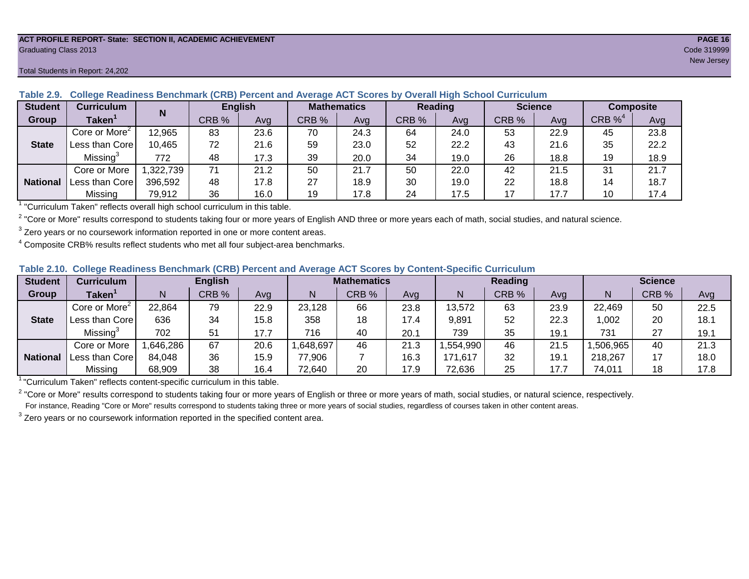ACT PROFILE REPORT- State: SECTION II, ACADEMIC ACHIEVEMENT
Graduating Class 2013
Code 319999
New Jersey

Total Students in Report: 24,202

**Table 2.9. College Readiness Benchmark (CRB) Percent and Average ACT Scores by Overall High School Curriculum**

| Student Group | Curriculum Taken[1] | N | English | | Mathematics | | Reading | | Science | | Composite | |
|---|---|---|---|---|---|---|---|---|---|---|---|---|
| | | | CRB % | Avg | CRB % | Avg | CRB % | Avg | CRB % | Avg | CRB %[4] | Avg |
| State | Core or More[2] | 12,965 | 83 | 23.6 | 70 | 24.3 | 64 | 24.0 | 53 | 22.9 | 45 | 23.8 |
| | Less than Core | 10,465 | 72 | 21.6 | 59 | 23.0 | 52 | 22.2 | 43 | 21.6 | 35 | 22.2 |
| | Missing[3] | 772 | 48 | 17.3 | 39 | 20.0 | 34 | 19.0 | 26 | 18.8 | 19 | 18.9 |
| National | Core or More | 1,322,739 | 71 | 21.2 | 50 | 21.7 | 50 | 22.0 | 42 | 21.5 | 31 | 21.7 |
| | Less than Core | 396,592 | 48 | 17.8 | 27 | 18.9 | 30 | 19.0 | 22 | 18.8 | 14 | 18.7 |
| | Missing | 79,912 | 36 | 16.0 | 19 | 17.8 | 24 | 17.5 | 17 | 17.7 | 10 | 17.4 |

[1] "Curriculum Taken" reflects overall high school curriculum in this table.

[2] "Core or More" results correspond to students taking four or more years of English AND three or more years each of math, social studies, and natural science.

[3] Zero years or no coursework information reported in one or more content areas.

[4] Composite CRB% results reflect students who met all four subject-area benchmarks.

**Table 2.10. College Readiness Benchmark (CRB) Percent and Average ACT Scores by Content-Specific Curriculum**

| Student Group | Curriculum Taken[1] | English | | | Mathematics | | | Reading | | | Science | | |
|---|---|---|---|---|---|---|---|---|---|---|---|---|---|
| | | N | CRB % | Avg | N | CRB % | Avg | N | CRB % | Avg | N | CRB % | Avg |
| State | Core or More[2] | 22,864 | 79 | 22.9 | 23,128 | 66 | 23.8 | 13,572 | 63 | 23.9 | 22,469 | 50 | 22.5 |
| | Less than Core | 636 | 34 | 15.8 | 358 | 18 | 17.4 | 9,891 | 52 | 22.3 | 1,002 | 20 | 18.1 |
| | Missing[3] | 702 | 51 | 17.7 | 716 | 40 | 20.1 | 739 | 35 | 19.1 | 731 | 27 | 19.1 |
| National | Core or More | 1,646,286 | 67 | 20.6 | 1,648,697 | 46 | 21.3 | 1,554,990 | 46 | 21.5 | 1,506,965 | 40 | 21.3 |
| | Less than Core | 84,048 | 36 | 15.9 | 77,906 | 7 | 16.3 | 171,617 | 32 | 19.1 | 218,267 | 17 | 18.0 |
| | Missing | 68,909 | 38 | 16.4 | 72,640 | 20 | 17.9 | 72,636 | 25 | 17.7 | 74,011 | 18 | 17.8 |

[1] "Curriculum Taken" reflects content-specific curriculum in this table.

[2] "Core or More" results correspond to students taking four or more years of English or three or more years of math, social studies, or natural science, respectively.
For instance, Reading "Core or More" results correspond to students taking three or more years of social studies, regardless of courses taken in other content areas.

[3] Zero years or no coursework information reported in the specified content area.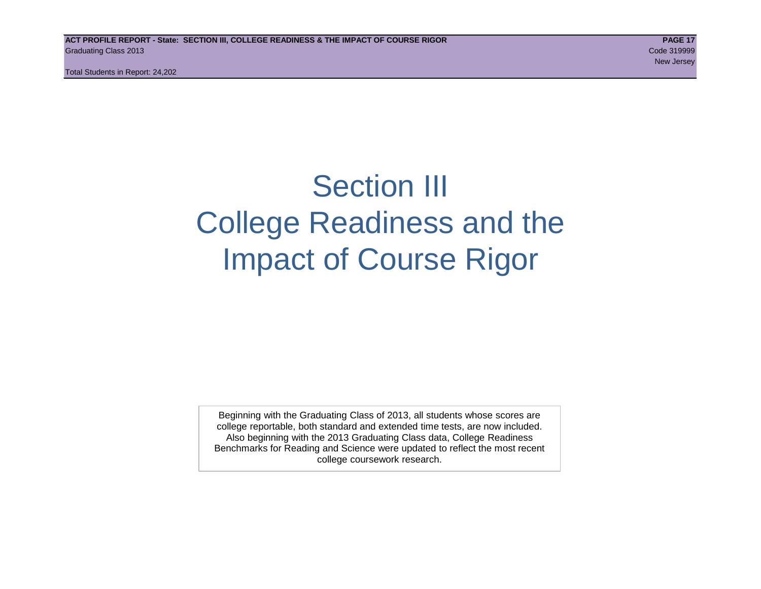# Section III
# College Readiness and the Impact of Course Rigor

Beginning with the Graduating Class of 2013, all students whose scores are college reportable, both standard and extended time tests, are now included. Also beginning with the 2013 Graduating Class data, College Readiness Benchmarks for Reading and Science were updated to reflect the most recent college coursework research.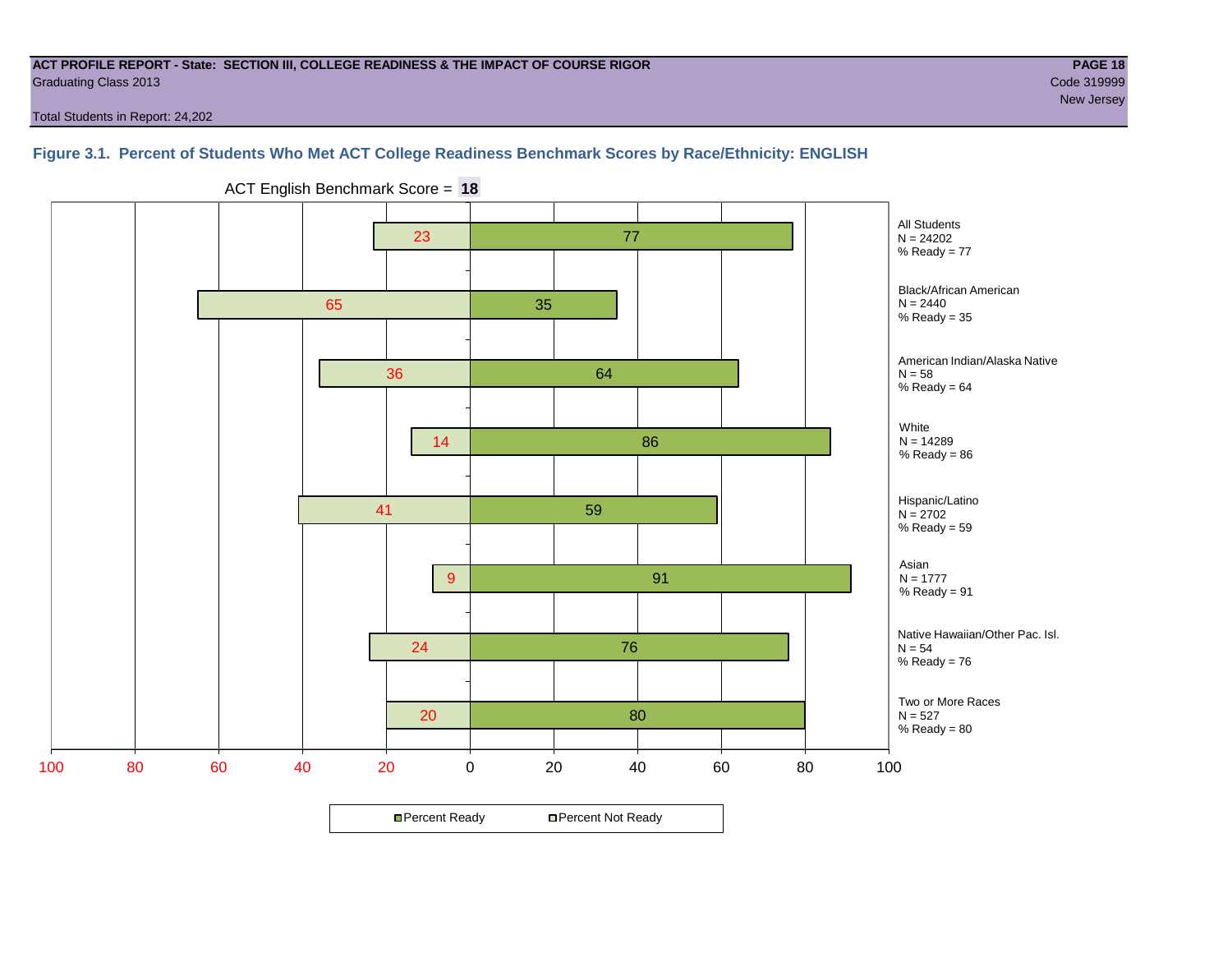**ACT PROFILE REPORT - State: SECTION III, COLLEGE READINESS & THE IMPACT OF COURSE RIGOR**
Graduating Class 2013
Code 319999
New Jersey

Total Students in Report: 24,202

### Figure 3.1. Percent of Students Who Met ACT College Readiness Benchmark Scores by Race/Ethnicity: ENGLISH

ACT English Benchmark Score = **18**

| Group | N | Percent Not Ready | Percent Ready |
|---|---|---|---|
| All Students | 24202 | 23 | 77 |
| Black/African American | 2440 | 65 | 35 |
| American Indian/Alaska Native | 58 | 36 | 64 |
| White | 14289 | 14 | 86 |
| Hispanic/Latino | 2702 | 41 | 59 |
| Asian | 1777 | 9 | 91 |
| Native Hawaiian/Other Pac. Isl. | 54 | 24 | 76 |
| Two or More Races | 527 | 20 | 80 |

Percent Ready | Percent Not Ready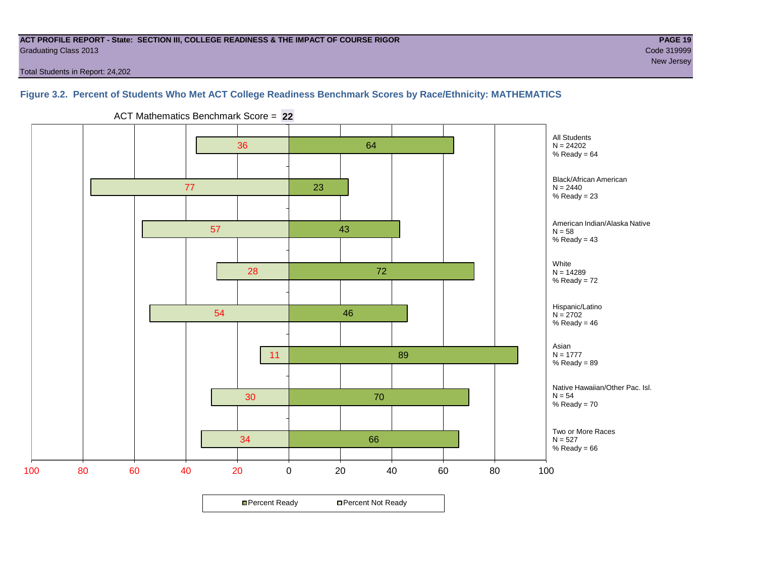ACT PROFILE REPORT - State: SECTION III, COLLEGE READINESS & THE IMPACT OF COURSE RIGOR
Graduating Class 2013
Code 319999
New Jersey

Total Students in Report: 24,202

## Figure 3.2. Percent of Students Who Met ACT College Readiness Benchmark Scores by Race/Ethnicity: MATHEMATICS

ACT Mathematics Benchmark Score = **22**

| Group | N | Percent Not Ready | Percent Ready |
|---|---|---|---|
| All Students | 24202 | 36 | 64 |
| Black/African American | 2440 | 77 | 23 |
| American Indian/Alaska Native | 58 | 57 | 43 |
| White | 14289 | 28 | 72 |
| Hispanic/Latino | 2702 | 54 | 46 |
| Asian | 1777 | 11 | 89 |
| Native Hawaiian/Other Pac. Isl. | 54 | 30 | 70 |
| Two or More Races | 527 | 34 | 66 |

Percent Ready | Percent Not Ready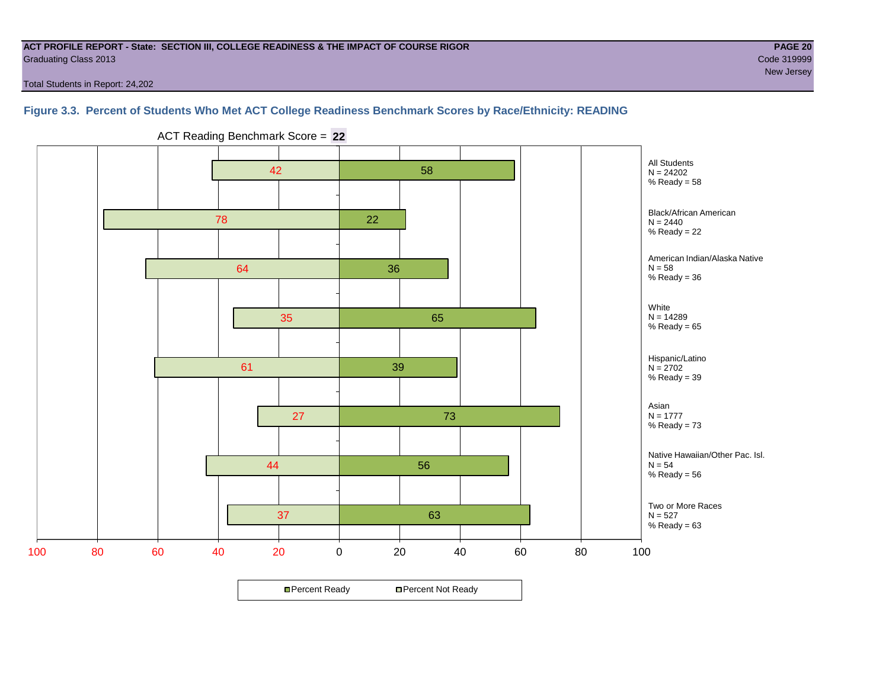**ACT PROFILE REPORT - State: SECTION III, COLLEGE READINESS & THE IMPACT OF COURSE RIGOR**
Graduating Class 2013
Code 319999
New Jersey

Total Students in Report: 24,202

### Figure 3.3. Percent of Students Who Met ACT College Readiness Benchmark Scores by Race/Ethnicity: READING

ACT Reading Benchmark Score = **22**

| Group | N | Percent Not Ready | Percent Ready |
|---|---|---|---|
| All Students | 24202 | 42 | 58 |
| Black/African American | 2440 | 78 | 22 |
| American Indian/Alaska Native | 58 | 64 | 36 |
| White | 14289 | 35 | 65 |
| Hispanic/Latino | 2702 | 61 | 39 |
| Asian | 1777 | 27 | 73 |
| Native Hawaiian/Other Pac. Isl. | 54 | 44 | 56 |
| Two or More Races | 527 | 37 | 63 |

Percent Ready | Percent Not Ready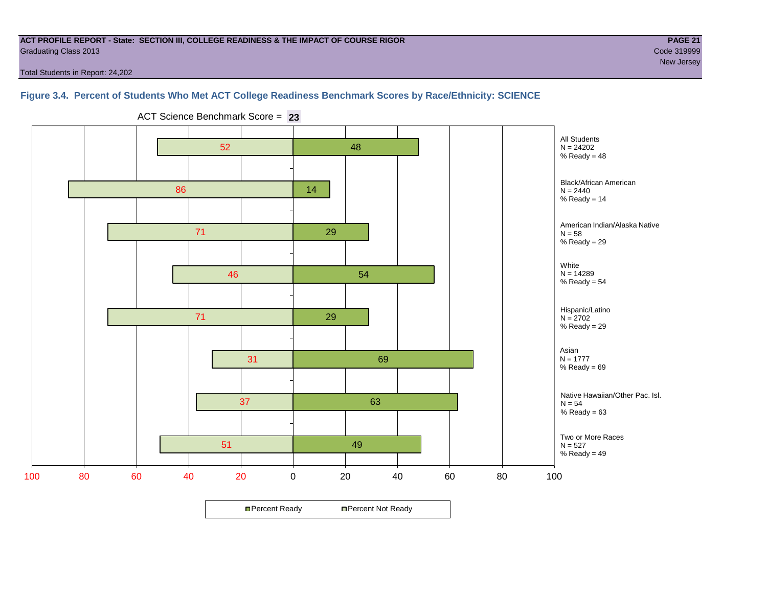**ACT PROFILE REPORT - State: SECTION III, COLLEGE READINESS & THE IMPACT OF COURSE RIGOR**
Graduating Class 2013
Code 319999
New Jersey

Total Students in Report: 24,202

### Figure 3.4. Percent of Students Who Met ACT College Readiness Benchmark Scores by Race/Ethnicity: SCIENCE

ACT Science Benchmark Score = **23**

| Group | N | Percent Not Ready | Percent Ready |
|---|---|---|---|
| All Students | 24202 | 52 | 48 |
| Black/African American | 2440 | 86 | 14 |
| American Indian/Alaska Native | 58 | 71 | 29 |
| White | 14289 | 46 | 54 |
| Hispanic/Latino | 2702 | 71 | 29 |
| Asian | 1777 | 31 | 69 |
| Native Hawaiian/Other Pac. Isl. | 54 | 37 | 63 |
| Two or More Races | 527 | 51 | 49 |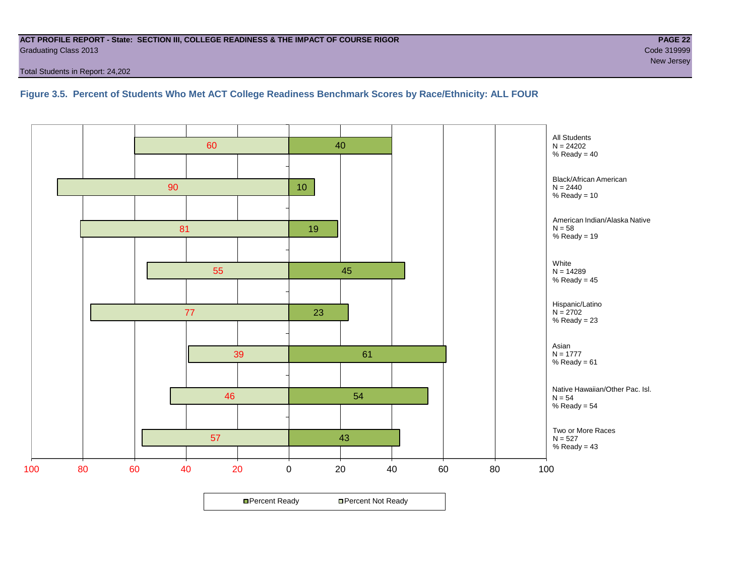ACT PROFILE REPORT - State: SECTION III, COLLEGE READINESS & THE IMPACT OF COURSE RIGOR

Graduating Class 2013

Code 319999

New Jersey

Total Students in Report: 24,202

### Figure 3.5. Percent of Students Who Met ACT College Readiness Benchmark Scores by Race/Ethnicity: ALL FOUR

| Group | N | Percent Not Ready | Percent Ready |
|---|---|---|---|
| All Students | 24202 | 60 | 40 |
| Black/African American | 2440 | 90 | 10 |
| American Indian/Alaska Native | 58 | 81 | 19 |
| White | 14289 | 55 | 45 |
| Hispanic/Latino | 2702 | 77 | 23 |
| Asian | 1777 | 39 | 61 |
| Native Hawaiian/Other Pac. Isl. | 54 | 46 | 54 |
| Two or More Races | 527 | 57 | 43 |

Percent Ready | Percent Not Ready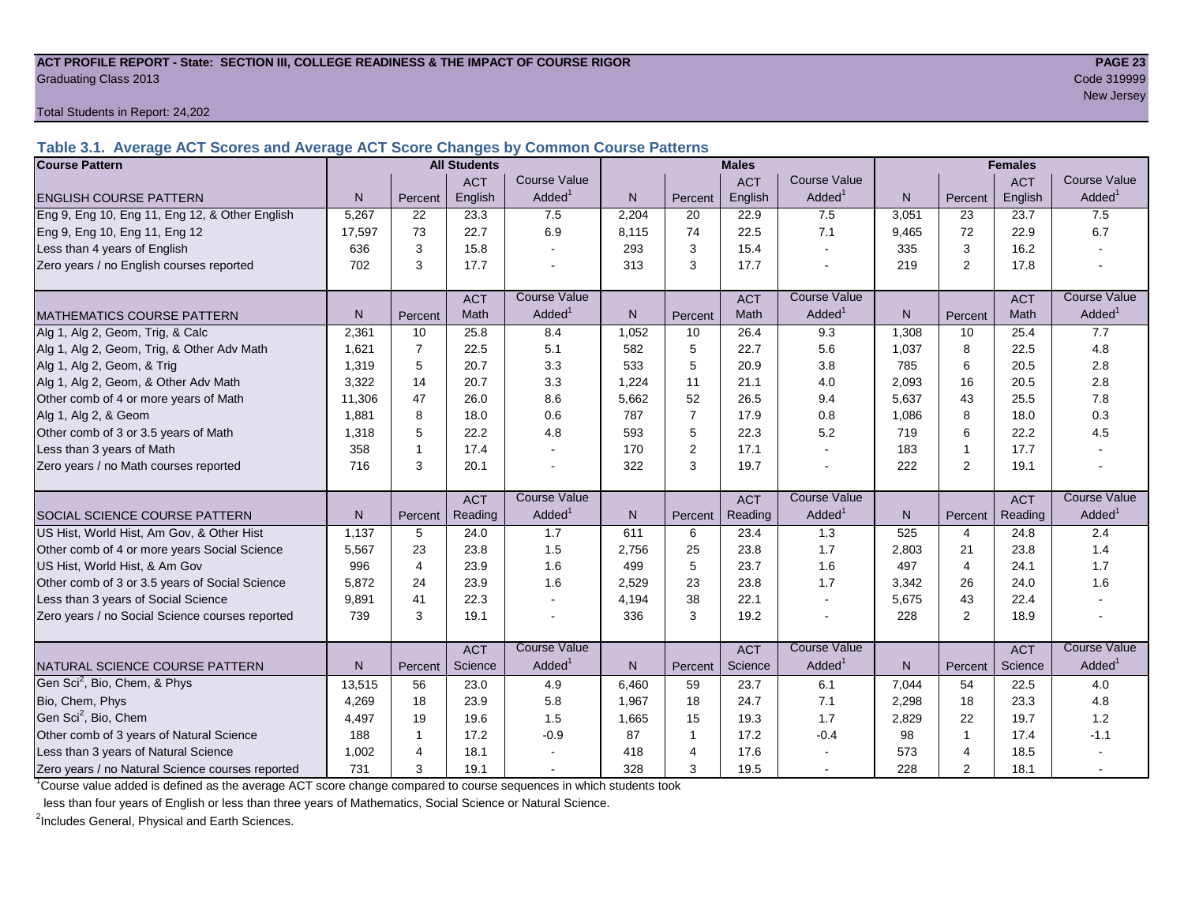**ACT PROFILE REPORT - State: SECTION III, COLLEGE READINESS & THE IMPACT OF COURSE RIGOR**
Graduating Class 2013

Code 319999
New Jersey

Total Students in Report: 24,202

### Table 3.1. Average ACT Scores and Average ACT Score Changes by Common Course Patterns

| Course Pattern | All Students | | | | Males | | | | Females | | | |
|---|---|---|---|---|---|---|---|---|---|---|---|---|
| ENGLISH COURSE PATTERN | N | Percent | ACT English | Course Value Added[1] | N | Percent | ACT English | Course Value Added[1] | N | Percent | ACT English | Course Value Added[1] |
| Eng 9, Eng 10, Eng 11, Eng 12, & Other English | 5,267 | 22 | 23.3 | 7.5 | 2,204 | 20 | 22.9 | 7.5 | 3,051 | 23 | 23.7 | 7.5 |
| Eng 9, Eng 10, Eng 11, Eng 12 | 17,597 | 73 | 22.7 | 6.9 | 8,115 | 74 | 22.5 | 7.1 | 9,465 | 72 | 22.9 | 6.7 |
| Less than 4 years of English | 636 | 3 | 15.8 | - | 293 | 3 | 15.4 | - | 335 | 3 | 16.2 | - |
| Zero years / no English courses reported | 702 | 3 | 17.7 | - | 313 | 3 | 17.7 | - | 219 | 2 | 17.8 | - |
| MATHEMATICS COURSE PATTERN | N | Percent | ACT Math | Course Value Added[1] | N | Percent | ACT Math | Course Value Added[1] | N | Percent | ACT Math | Course Value Added[1] |
| Alg 1, Alg 2, Geom, Trig, & Calc | 2,361 | 10 | 25.8 | 8.4 | 1,052 | 10 | 26.4 | 9.3 | 1,308 | 10 | 25.4 | 7.7 |
| Alg 1, Alg 2, Geom, Trig, & Other Adv Math | 1,621 | 7 | 22.5 | 5.1 | 582 | 5 | 22.7 | 5.6 | 1,037 | 8 | 22.5 | 4.8 |
| Alg 1, Alg 2, Geom, & Trig | 1,319 | 5 | 20.7 | 3.3 | 533 | 5 | 20.9 | 3.8 | 785 | 6 | 20.5 | 2.8 |
| Alg 1, Alg 2, Geom, & Other Adv Math | 3,322 | 14 | 20.7 | 3.3 | 1,224 | 11 | 21.1 | 4.0 | 2,093 | 16 | 20.5 | 2.8 |
| Other comb of 4 or more years of Math | 11,306 | 47 | 26.0 | 8.6 | 5,662 | 52 | 26.5 | 9.4 | 5,637 | 43 | 25.5 | 7.8 |
| Alg 1, Alg 2, & Geom | 1,881 | 8 | 18.0 | 0.6 | 787 | 7 | 17.9 | 0.8 | 1,086 | 8 | 18.0 | 0.3 |
| Other comb of 3 or 3.5 years of Math | 1,318 | 5 | 22.2 | 4.8 | 593 | 5 | 22.3 | 5.2 | 719 | 6 | 22.2 | 4.5 |
| Less than 3 years of Math | 358 | 1 | 17.4 | - | 170 | 2 | 17.1 | - | 183 | 1 | 17.7 | - |
| Zero years / no Math courses reported | 716 | 3 | 20.1 | - | 322 | 3 | 19.7 | - | 222 | 2 | 19.1 | - |
| SOCIAL SCIENCE COURSE PATTERN | N | Percent | ACT Reading | Course Value Added[1] | N | Percent | ACT Reading | Course Value Added[1] | N | Percent | ACT Reading | Course Value Added[1] |
| US Hist, World Hist, Am Gov, & Other Hist | 1,137 | 5 | 24.0 | 1.7 | 611 | 6 | 23.4 | 1.3 | 525 | 4 | 24.8 | 2.4 |
| Other comb of 4 or more years Social Science | 5,567 | 23 | 23.8 | 1.5 | 2,756 | 25 | 23.8 | 1.7 | 2,803 | 21 | 23.8 | 1.4 |
| US Hist, World Hist, & Am Gov | 996 | 4 | 23.9 | 1.6 | 499 | 5 | 23.7 | 1.6 | 497 | 4 | 24.1 | 1.7 |
| Other comb of 3 or 3.5 years of Social Science | 5,872 | 24 | 23.9 | 1.6 | 2,529 | 23 | 23.8 | 1.7 | 3,342 | 26 | 24.0 | 1.6 |
| Less than 3 years of Social Science | 9,891 | 41 | 22.3 | - | 4,194 | 38 | 22.1 | - | 5,675 | 43 | 22.4 | - |
| Zero years / no Social Science courses reported | 739 | 3 | 19.1 | - | 336 | 3 | 19.2 | - | 228 | 2 | 18.9 | - |
| NATURAL SCIENCE COURSE PATTERN | N | Percent | ACT Science | Course Value Added[1] | N | Percent | ACT Science | Course Value Added[1] | N | Percent | ACT Science | Course Value Added[1] |
| Gen Sci[2], Bio, Chem, & Phys | 13,515 | 56 | 23.0 | 4.9 | 6,460 | 59 | 23.7 | 6.1 | 7,044 | 54 | 22.5 | 4.0 |
| Bio, Chem, Phys | 4,269 | 18 | 23.9 | 5.8 | 1,967 | 18 | 24.7 | 7.1 | 2,298 | 18 | 23.3 | 4.8 |
| Gen Sci[2], Bio, Chem | 4,497 | 19 | 19.6 | 1.5 | 1,665 | 15 | 19.3 | 1.7 | 2,829 | 22 | 19.7 | 1.2 |
| Other comb of 3 years of Natural Science | 188 | 1 | 17.2 | -0.9 | 87 | 1 | 17.2 | -0.4 | 98 | 1 | 17.4 | -1.1 |
| Less than 3 years of Natural Science | 1,002 | 4 | 18.1 | - | 418 | 4 | 17.6 | - | 573 | 4 | 18.5 | - |
| Zero years / no Natural Science courses reported | 731 | 3 | 19.1 | - | 328 | 3 | 19.5 | - | 228 | 2 | 18.1 | - |

[1]Course value added is defined as the average ACT score change compared to course sequences in which students took less than four years of English or less than three years of Mathematics, Social Science or Natural Science.

[2]Includes General, Physical and Earth Sciences.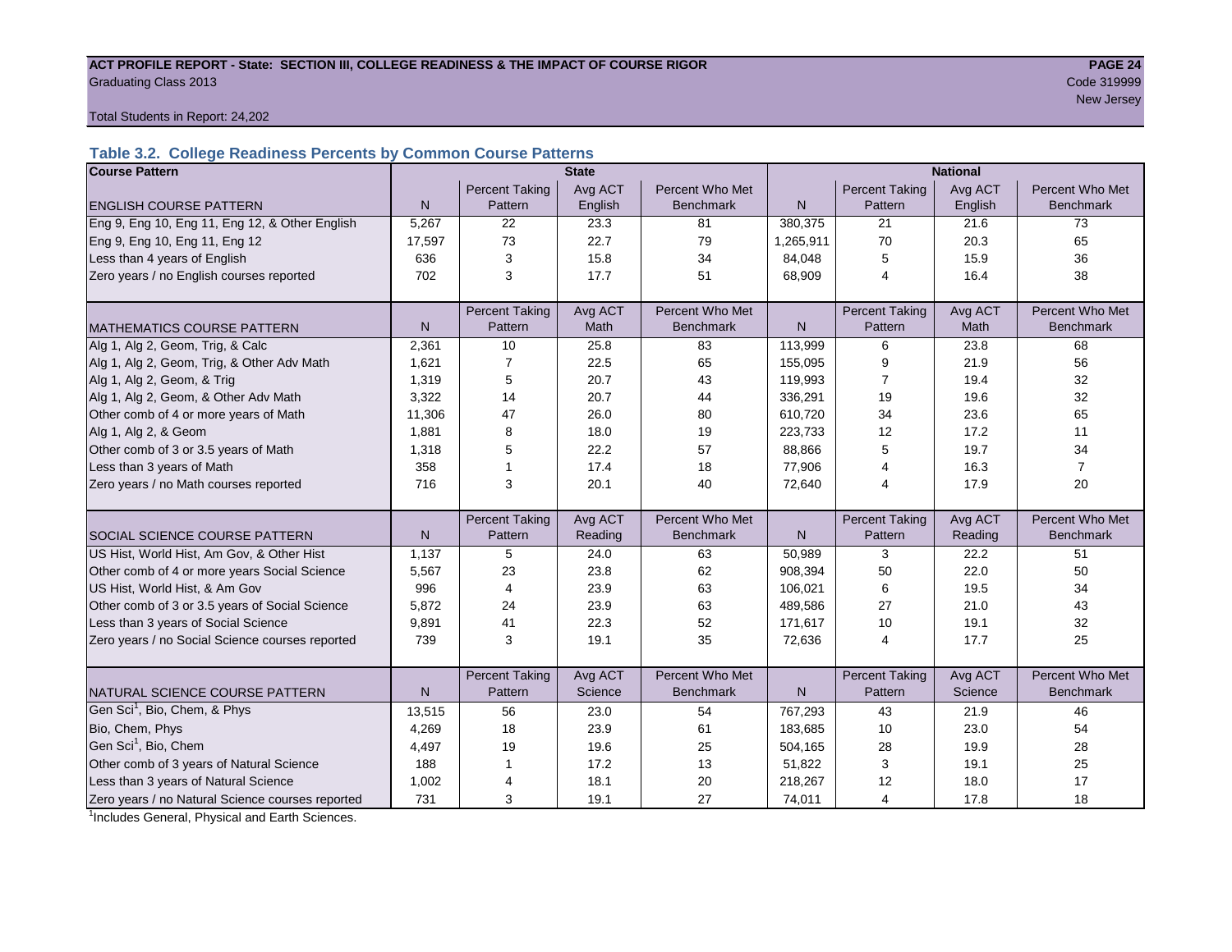**ACT PROFILE REPORT - State: SECTION III, COLLEGE READINESS & THE IMPACT OF COURSE RIGOR**

Graduating Class 2013

Code 319999

New Jersey

Total Students in Report: 24,202

### Table 3.2. College Readiness Percents by Common Course Patterns

| Course Pattern | State | | | | National | | | |
|---|---|---|---|---|---|---|---|---|
| ENGLISH COURSE PATTERN | N | Percent Taking Pattern | Avg ACT English | Percent Who Met Benchmark | N | Percent Taking Pattern | Avg ACT English | Percent Who Met Benchmark |
| Eng 9, Eng 10, Eng 11, Eng 12, & Other English | 5,267 | 22 | 23.3 | 81 | 380,375 | 21 | 21.6 | 73 |
| Eng 9, Eng 10, Eng 11, Eng 12 | 17,597 | 73 | 22.7 | 79 | 1,265,911 | 70 | 20.3 | 65 |
| Less than 4 years of English | 636 | 3 | 15.8 | 34 | 84,048 | 5 | 15.9 | 36 |
| Zero years / no English courses reported | 702 | 3 | 17.7 | 51 | 68,909 | 4 | 16.4 | 38 |
| MATHEMATICS COURSE PATTERN | N | Percent Taking Pattern | Avg ACT Math | Percent Who Met Benchmark | N | Percent Taking Pattern | Avg ACT Math | Percent Who Met Benchmark |
| Alg 1, Alg 2, Geom, Trig, & Calc | 2,361 | 10 | 25.8 | 83 | 113,999 | 6 | 23.8 | 68 |
| Alg 1, Alg 2, Geom, Trig, & Other Adv Math | 1,621 | 7 | 22.5 | 65 | 155,095 | 9 | 21.9 | 56 |
| Alg 1, Alg 2, Geom, & Trig | 1,319 | 5 | 20.7 | 43 | 119,993 | 7 | 19.4 | 32 |
| Alg 1, Alg 2, Geom, & Other Adv Math | 3,322 | 14 | 20.7 | 44 | 336,291 | 19 | 19.6 | 32 |
| Other comb of 4 or more years of Math | 11,306 | 47 | 26.0 | 80 | 610,720 | 34 | 23.6 | 65 |
| Alg 1, Alg 2, & Geom | 1,881 | 8 | 18.0 | 19 | 223,733 | 12 | 17.2 | 11 |
| Other comb of 3 or 3.5 years of Math | 1,318 | 5 | 22.2 | 57 | 88,866 | 5 | 19.7 | 34 |
| Less than 3 years of Math | 358 | 1 | 17.4 | 18 | 77,906 | 4 | 16.3 | 7 |
| Zero years / no Math courses reported | 716 | 3 | 20.1 | 40 | 72,640 | 4 | 17.9 | 20 |
| SOCIAL SCIENCE COURSE PATTERN | N | Percent Taking Pattern | Avg ACT Reading | Percent Who Met Benchmark | N | Percent Taking Pattern | Avg ACT Reading | Percent Who Met Benchmark |
| US Hist, World Hist, Am Gov, & Other Hist | 1,137 | 5 | 24.0 | 63 | 50,989 | 3 | 22.2 | 51 |
| Other comb of 4 or more years Social Science | 5,567 | 23 | 23.8 | 62 | 908,394 | 50 | 22.0 | 50 |
| US Hist, World Hist, & Am Gov | 996 | 4 | 23.9 | 63 | 106,021 | 6 | 19.5 | 34 |
| Other comb of 3 or 3.5 years of Social Science | 5,872 | 24 | 23.9 | 63 | 489,586 | 27 | 21.0 | 43 |
| Less than 3 years of Social Science | 9,891 | 41 | 22.3 | 52 | 171,617 | 10 | 19.1 | 32 |
| Zero years / no Social Science courses reported | 739 | 3 | 19.1 | 35 | 72,636 | 4 | 17.7 | 25 |
| NATURAL SCIENCE COURSE PATTERN | N | Percent Taking Pattern | Avg ACT Science | Percent Who Met Benchmark | N | Percent Taking Pattern | Avg ACT Science | Percent Who Met Benchmark |
| Gen Sci[1], Bio, Chem, & Phys | 13,515 | 56 | 23.0 | 54 | 767,293 | 43 | 21.9 | 46 |
| Bio, Chem, Phys | 4,269 | 18 | 23.9 | 61 | 183,685 | 10 | 23.0 | 54 |
| Gen Sci[1], Bio, Chem | 4,497 | 19 | 19.6 | 25 | 504,165 | 28 | 19.9 | 28 |
| Other comb of 3 years of Natural Science | 188 | 1 | 17.2 | 13 | 51,822 | 3 | 19.1 | 25 |
| Less than 3 years of Natural Science | 1,002 | 4 | 18.1 | 20 | 218,267 | 12 | 18.0 | 17 |
| Zero years / no Natural Science courses reported | 731 | 3 | 19.1 | 27 | 74,011 | 4 | 17.8 | 18 |

[1] Includes General, Physical and Earth Sciences.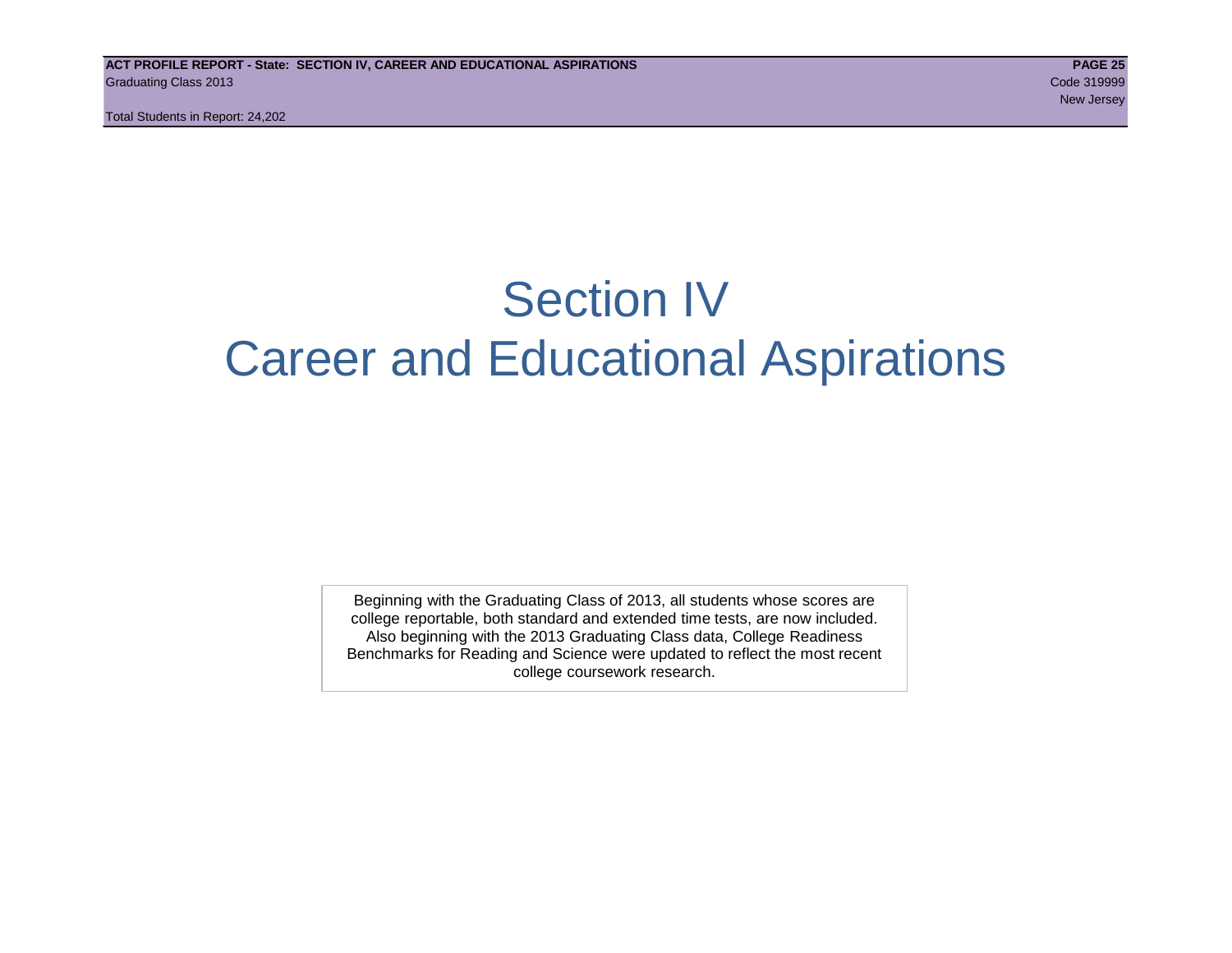# Section IV
# Career and Educational Aspirations

Beginning with the Graduating Class of 2013, all students whose scores are college reportable, both standard and extended time tests, are now included. Also beginning with the 2013 Graduating Class data, College Readiness Benchmarks for Reading and Science were updated to reflect the most recent college coursework research.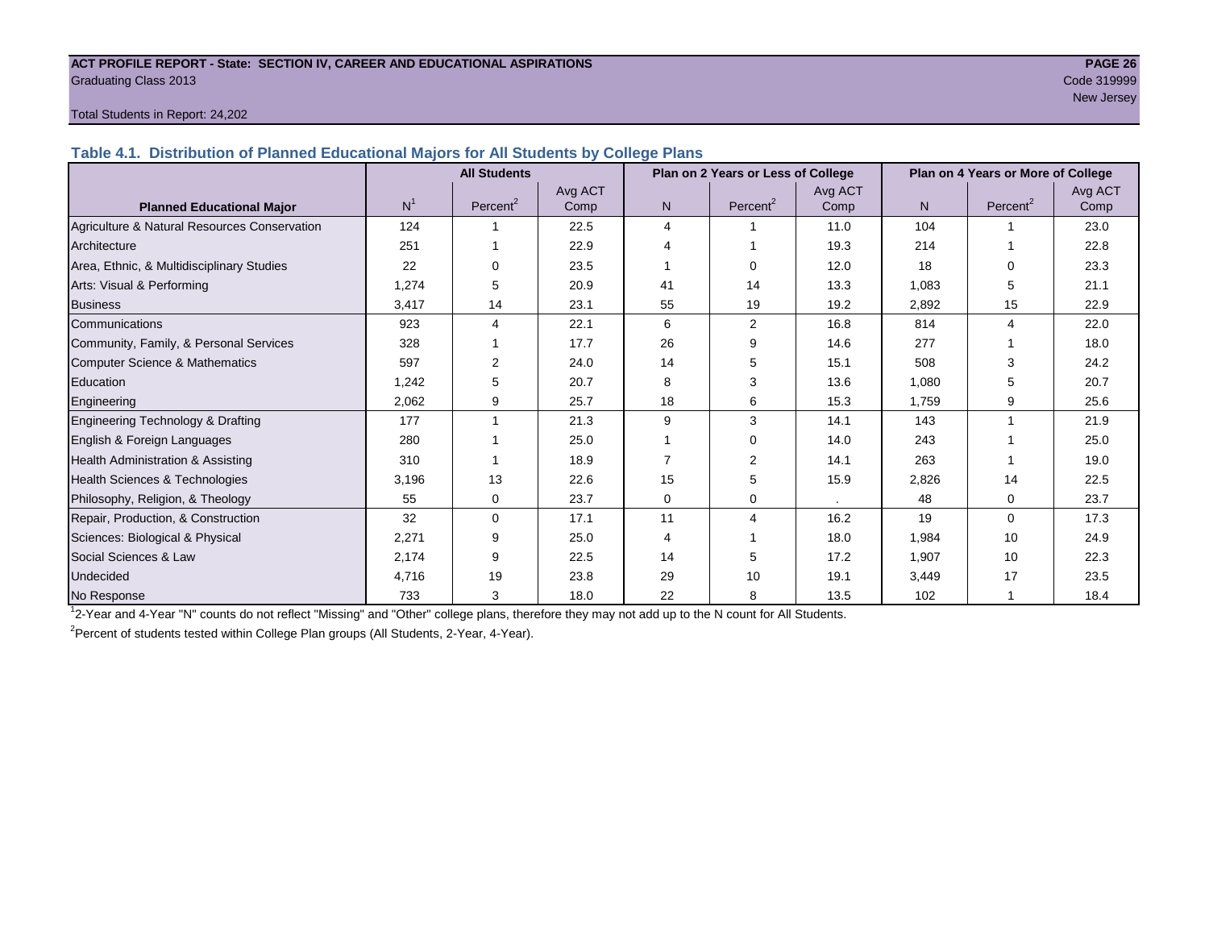**ACT PROFILE REPORT - State: SECTION IV, CAREER AND EDUCATIONAL ASPIRATIONS**
Graduating Class 2013
Code 319999
New Jersey

Total Students in Report: 24,202

## Table 4.1. Distribution of Planned Educational Majors for All Students by College Plans

| Planned Educational Major | All Students | | | Plan on 2 Years or Less of College | | | Plan on 4 Years or More of College | | |
|---|---|---|---|---|---|---|---|---|---|
| | N[1] | Percent[2] | Avg ACT Comp | N | Percent[2] | Avg ACT Comp | N | Percent[2] | Avg ACT Comp |
| Agriculture & Natural Resources Conservation | 124 | 1 | 22.5 | 4 | 1 | 11.0 | 104 | 1 | 23.0 |
| Architecture | 251 | 1 | 22.9 | 4 | 1 | 19.3 | 214 | 1 | 22.8 |
| Area, Ethnic, & Multidisciplinary Studies | 22 | 0 | 23.5 | 1 | 0 | 12.0 | 18 | 0 | 23.3 |
| Arts: Visual & Performing | 1,274 | 5 | 20.9 | 41 | 14 | 13.3 | 1,083 | 5 | 21.1 |
| Business | 3,417 | 14 | 23.1 | 55 | 19 | 19.2 | 2,892 | 15 | 22.9 |
| Communications | 923 | 4 | 22.1 | 6 | 2 | 16.8 | 814 | 4 | 22.0 |
| Community, Family, & Personal Services | 328 | 1 | 17.7 | 26 | 9 | 14.6 | 277 | 1 | 18.0 |
| Computer Science & Mathematics | 597 | 2 | 24.0 | 14 | 5 | 15.1 | 508 | 3 | 24.2 |
| Education | 1,242 | 5 | 20.7 | 8 | 3 | 13.6 | 1,080 | 5 | 20.7 |
| Engineering | 2,062 | 9 | 25.7 | 18 | 6 | 15.3 | 1,759 | 9 | 25.6 |
| Engineering Technology & Drafting | 177 | 1 | 21.3 | 9 | 3 | 14.1 | 143 | 1 | 21.9 |
| English & Foreign Languages | 280 | 1 | 25.0 | 1 | 0 | 14.0 | 243 | 1 | 25.0 |
| Health Administration & Assisting | 310 | 1 | 18.9 | 7 | 2 | 14.1 | 263 | 1 | 19.0 |
| Health Sciences & Technologies | 3,196 | 13 | 22.6 | 15 | 5 | 15.9 | 2,826 | 14 | 22.5 |
| Philosophy, Religion, & Theology | 55 | 0 | 23.7 | 0 | 0 | . | 48 | 0 | 23.7 |
| Repair, Production, & Construction | 32 | 0 | 17.1 | 11 | 4 | 16.2 | 19 | 0 | 17.3 |
| Sciences: Biological & Physical | 2,271 | 9 | 25.0 | 4 | 1 | 18.0 | 1,984 | 10 | 24.9 |
| Social Sciences & Law | 2,174 | 9 | 22.5 | 14 | 5 | 17.2 | 1,907 | 10 | 22.3 |
| Undecided | 4,716 | 19 | 23.8 | 29 | 10 | 19.1 | 3,449 | 17 | 23.5 |
| No Response | 733 | 3 | 18.0 | 22 | 8 | 13.5 | 102 | 1 | 18.4 |

[1] 2-Year and 4-Year "N" counts do not reflect "Missing" and "Other" college plans, therefore they may not add up to the N count for All Students.

[2] Percent of students tested within College Plan groups (All Students, 2-Year, 4-Year).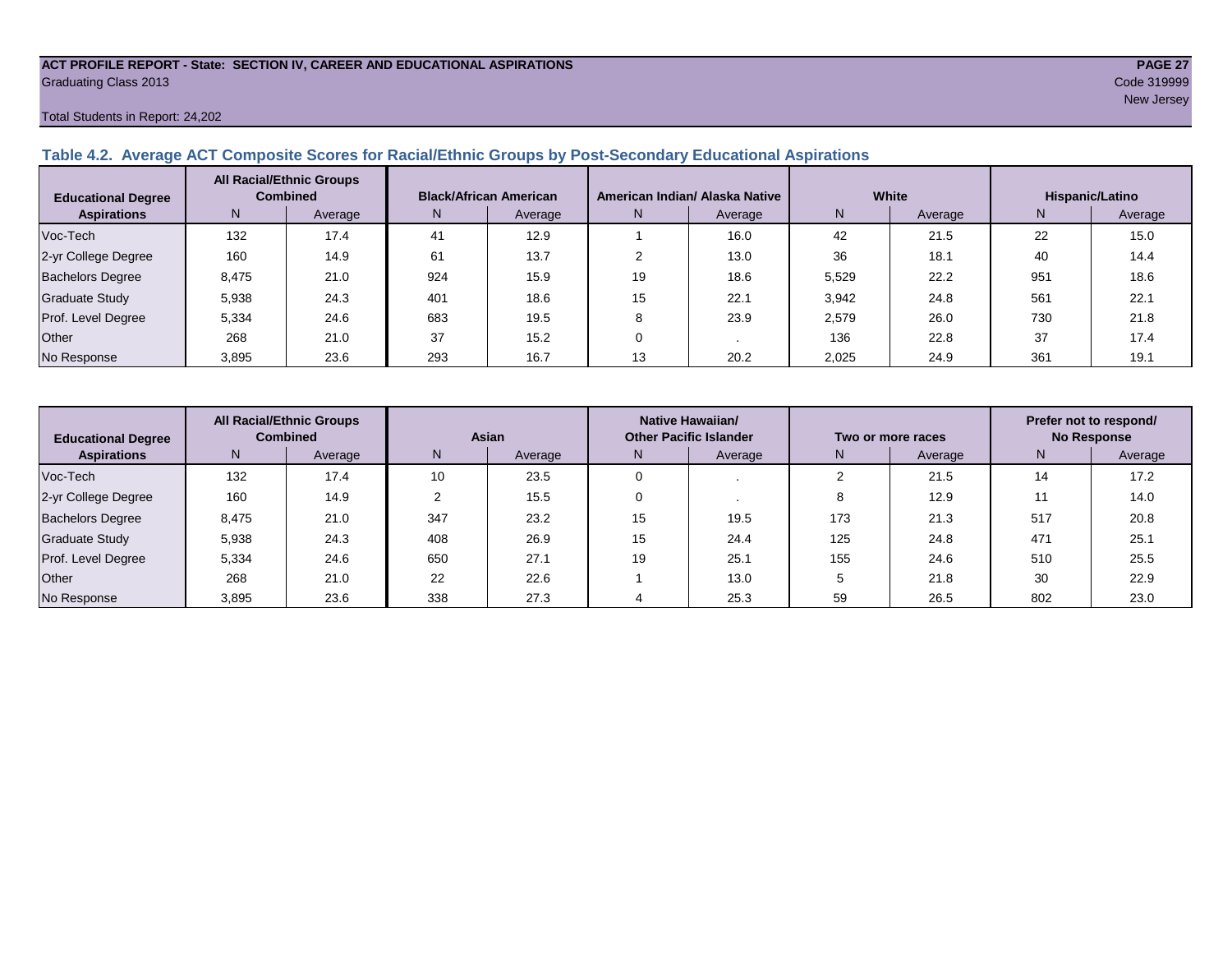ACT PROFILE REPORT - State: SECTION IV, CAREER AND EDUCATIONAL ASPIRATIONS

Graduating Class 2013

Code 319999

New Jersey

Total Students in Report: 24,202

### Table 4.2. Average ACT Composite Scores for Racial/Ethnic Groups by Post-Secondary Educational Aspirations

| Educational Degree Aspirations | All Racial/Ethnic Groups Combined | | Black/African American | | American Indian/ Alaska Native | | White | | Hispanic/Latino | |
|---|---|---|---|---|---|---|---|---|---|---|
| | N | Average | N | Average | N | Average | N | Average | N | Average |
| Voc-Tech | 132 | 17.4 | 41 | 12.9 | 1 | 16.0 | 42 | 21.5 | 22 | 15.0 |
| 2-yr College Degree | 160 | 14.9 | 61 | 13.7 | 2 | 13.0 | 36 | 18.1 | 40 | 14.4 |
| Bachelors Degree | 8,475 | 21.0 | 924 | 15.9 | 19 | 18.6 | 5,529 | 22.2 | 951 | 18.6 |
| Graduate Study | 5,938 | 24.3 | 401 | 18.6 | 15 | 22.1 | 3,942 | 24.8 | 561 | 22.1 |
| Prof. Level Degree | 5,334 | 24.6 | 683 | 19.5 | 8 | 23.9 | 2,579 | 26.0 | 730 | 21.8 |
| Other | 268 | 21.0 | 37 | 15.2 | 0 | . | 136 | 22.8 | 37 | 17.4 |
| No Response | 3,895 | 23.6 | 293 | 16.7 | 13 | 20.2 | 2,025 | 24.9 | 361 | 19.1 |

| Educational Degree Aspirations | All Racial/Ethnic Groups Combined | | Asian | | Native Hawaiian/ Other Pacific Islander | | Two or more races | | Prefer not to respond/ No Response | |
|---|---|---|---|---|---|---|---|---|---|---|
| | N | Average | N | Average | N | Average | N | Average | N | Average |
| Voc-Tech | 132 | 17.4 | 10 | 23.5 | 0 | . | 2 | 21.5 | 14 | 17.2 |
| 2-yr College Degree | 160 | 14.9 | 2 | 15.5 | 0 | . | 8 | 12.9 | 11 | 14.0 |
| Bachelors Degree | 8,475 | 21.0 | 347 | 23.2 | 15 | 19.5 | 173 | 21.3 | 517 | 20.8 |
| Graduate Study | 5,938 | 24.3 | 408 | 26.9 | 15 | 24.4 | 125 | 24.8 | 471 | 25.1 |
| Prof. Level Degree | 5,334 | 24.6 | 650 | 27.1 | 19 | 25.1 | 155 | 24.6 | 510 | 25.5 |
| Other | 268 | 21.0 | 22 | 22.6 | 1 | 13.0 | 5 | 21.8 | 30 | 22.9 |
| No Response | 3,895 | 23.6 | 338 | 27.3 | 4 | 25.3 | 59 | 26.5 | 802 | 23.0 |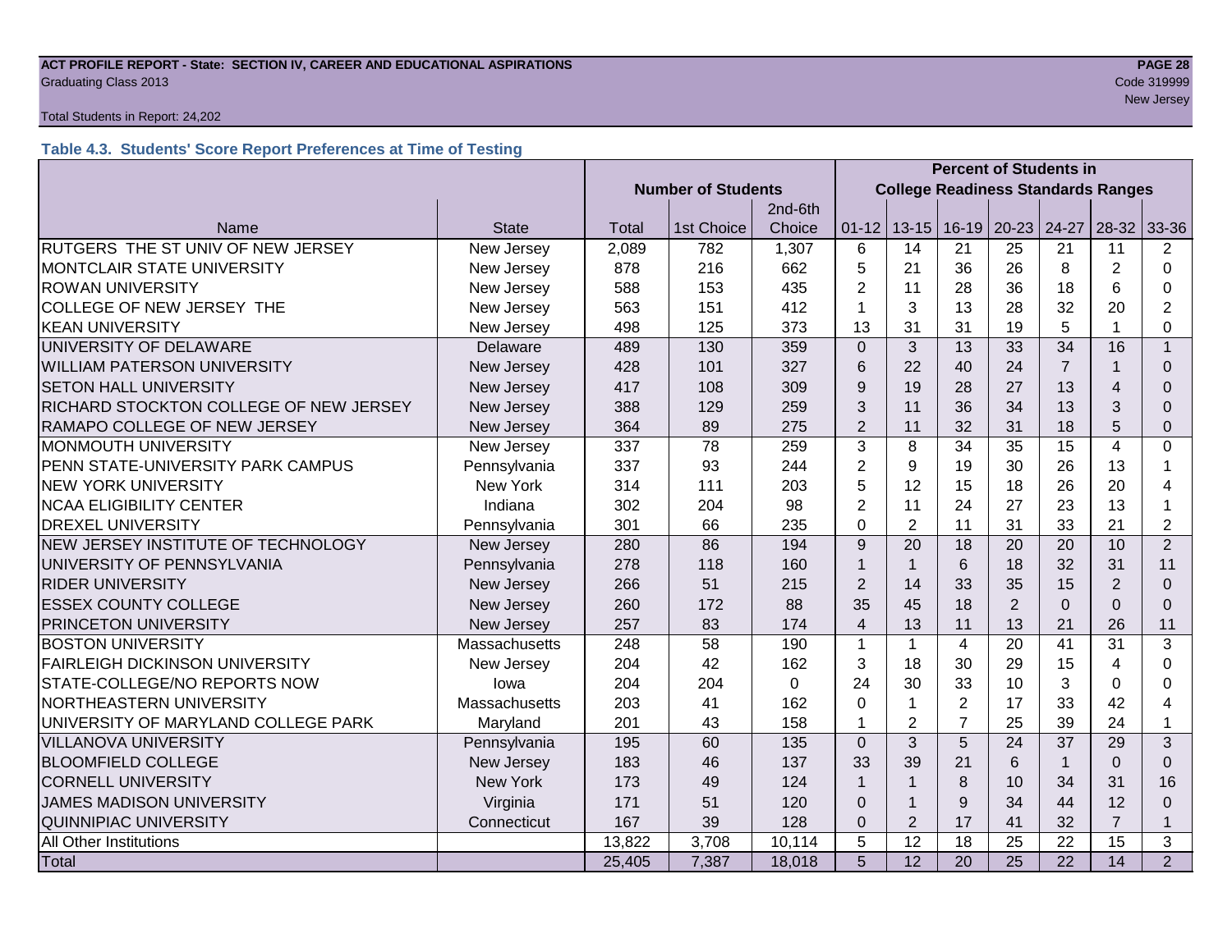ACT PROFILE REPORT - State: SECTION IV, CAREER AND EDUCATIONAL ASPIRATIONS

Graduating Class 2013

Code 319999

New Jersey

Total Students in Report: 24,202

### Table 4.3. Students' Score Report Preferences at Time of Testing

| | | Number of Students | | | Percent of Students in College Readiness Standards Ranges | | | | | | |
|---|---|---|---|---|---|---|---|---|---|---|---|
| Name | State | Total | 1st Choice | 2nd-6th Choice | 01-12 | 13-15 | 16-19 | 20-23 | 24-27 | 28-32 | 33-36 |
| RUTGERS THE ST UNIV OF NEW JERSEY | New Jersey | 2,089 | 782 | 1,307 | 6 | 14 | 21 | 25 | 21 | 11 | 2 |
| MONTCLAIR STATE UNIVERSITY | New Jersey | 878 | 216 | 662 | 5 | 21 | 36 | 26 | 8 | 2 | 0 |
| ROWAN UNIVERSITY | New Jersey | 588 | 153 | 435 | 2 | 11 | 28 | 36 | 18 | 6 | 0 |
| COLLEGE OF NEW JERSEY THE | New Jersey | 563 | 151 | 412 | 1 | 3 | 13 | 28 | 32 | 20 | 2 |
| KEAN UNIVERSITY | New Jersey | 498 | 125 | 373 | 13 | 31 | 31 | 19 | 5 | 1 | 0 |
| UNIVERSITY OF DELAWARE | Delaware | 489 | 130 | 359 | 0 | 3 | 13 | 33 | 34 | 16 | 1 |
| WILLIAM PATERSON UNIVERSITY | New Jersey | 428 | 101 | 327 | 6 | 22 | 40 | 24 | 7 | 1 | 0 |
| SETON HALL UNIVERSITY | New Jersey | 417 | 108 | 309 | 9 | 19 | 28 | 27 | 13 | 4 | 0 |
| RICHARD STOCKTON COLLEGE OF NEW JERSEY | New Jersey | 388 | 129 | 259 | 3 | 11 | 36 | 34 | 13 | 3 | 0 |
| RAMAPO COLLEGE OF NEW JERSEY | New Jersey | 364 | 89 | 275 | 2 | 11 | 32 | 31 | 18 | 5 | 0 |
| MONMOUTH UNIVERSITY | New Jersey | 337 | 78 | 259 | 3 | 8 | 34 | 35 | 15 | 4 | 0 |
| PENN STATE-UNIVERSITY PARK CAMPUS | Pennsylvania | 337 | 93 | 244 | 2 | 9 | 19 | 30 | 26 | 13 | 1 |
| NEW YORK UNIVERSITY | New York | 314 | 111 | 203 | 5 | 12 | 15 | 18 | 26 | 20 | 4 |
| NCAA ELIGIBILITY CENTER | Indiana | 302 | 204 | 98 | 2 | 11 | 24 | 27 | 23 | 13 | 1 |
| DREXEL UNIVERSITY | Pennsylvania | 301 | 66 | 235 | 0 | 2 | 11 | 31 | 33 | 21 | 2 |
| NEW JERSEY INSTITUTE OF TECHNOLOGY | New Jersey | 280 | 86 | 194 | 9 | 20 | 18 | 20 | 20 | 10 | 2 |
| UNIVERSITY OF PENNSYLVANIA | Pennsylvania | 278 | 118 | 160 | 1 | 1 | 6 | 18 | 32 | 31 | 11 |
| RIDER UNIVERSITY | New Jersey | 266 | 51 | 215 | 2 | 14 | 33 | 35 | 15 | 2 | 0 |
| ESSEX COUNTY COLLEGE | New Jersey | 260 | 172 | 88 | 35 | 45 | 18 | 2 | 0 | 0 | 0 |
| PRINCETON UNIVERSITY | New Jersey | 257 | 83 | 174 | 4 | 13 | 11 | 13 | 21 | 26 | 11 |
| BOSTON UNIVERSITY | Massachusetts | 248 | 58 | 190 | 1 | 1 | 4 | 20 | 41 | 31 | 3 |
| FAIRLEIGH DICKINSON UNIVERSITY | New Jersey | 204 | 42 | 162 | 3 | 18 | 30 | 29 | 15 | 4 | 0 |
| STATE-COLLEGE/NO REPORTS NOW | Iowa | 204 | 204 | 0 | 24 | 30 | 33 | 10 | 3 | 0 | 0 |
| NORTHEASTERN UNIVERSITY | Massachusetts | 203 | 41 | 162 | 0 | 1 | 2 | 17 | 33 | 42 | 4 |
| UNIVERSITY OF MARYLAND COLLEGE PARK | Maryland | 201 | 43 | 158 | 1 | 2 | 7 | 25 | 39 | 24 | 1 |
| VILLANOVA UNIVERSITY | Pennsylvania | 195 | 60 | 135 | 0 | 3 | 5 | 24 | 37 | 29 | 3 |
| BLOOMFIELD COLLEGE | New Jersey | 183 | 46 | 137 | 33 | 39 | 21 | 6 | 1 | 0 | 0 |
| CORNELL UNIVERSITY | New York | 173 | 49 | 124 | 1 | 1 | 8 | 10 | 34 | 31 | 16 |
| JAMES MADISON UNIVERSITY | Virginia | 171 | 51 | 120 | 0 | 1 | 9 | 34 | 44 | 12 | 0 |
| QUINNIPIAC UNIVERSITY | Connecticut | 167 | 39 | 128 | 0 | 2 | 17 | 41 | 32 | 7 | 1 |
| All Other Institutions | | 13,822 | 3,708 | 10,114 | 5 | 12 | 18 | 25 | 22 | 15 | 3 |
| Total | | 25,405 | 7,387 | 18,018 | 5 | 12 | 20 | 25 | 22 | 14 | 2 |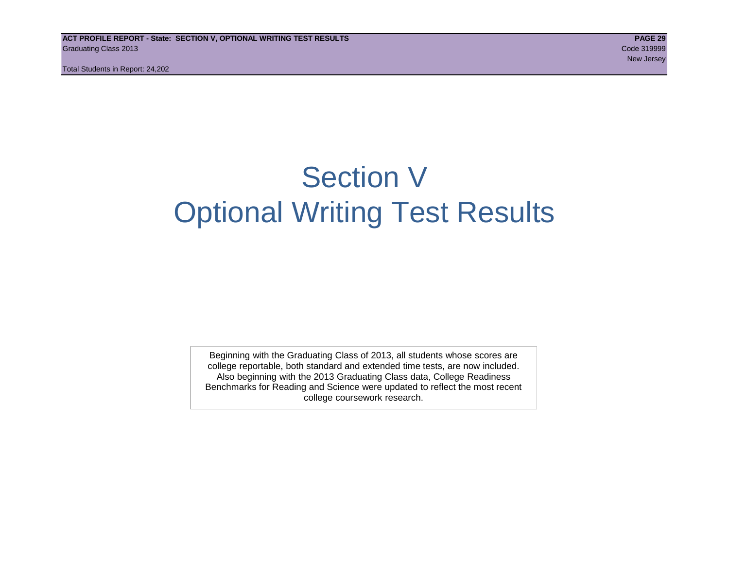# Section V
# Optional Writing Test Results

Beginning with the Graduating Class of 2013, all students whose scores are college reportable, both standard and extended time tests, are now included. Also beginning with the 2013 Graduating Class data, College Readiness Benchmarks for Reading and Science were updated to reflect the most recent college coursework research.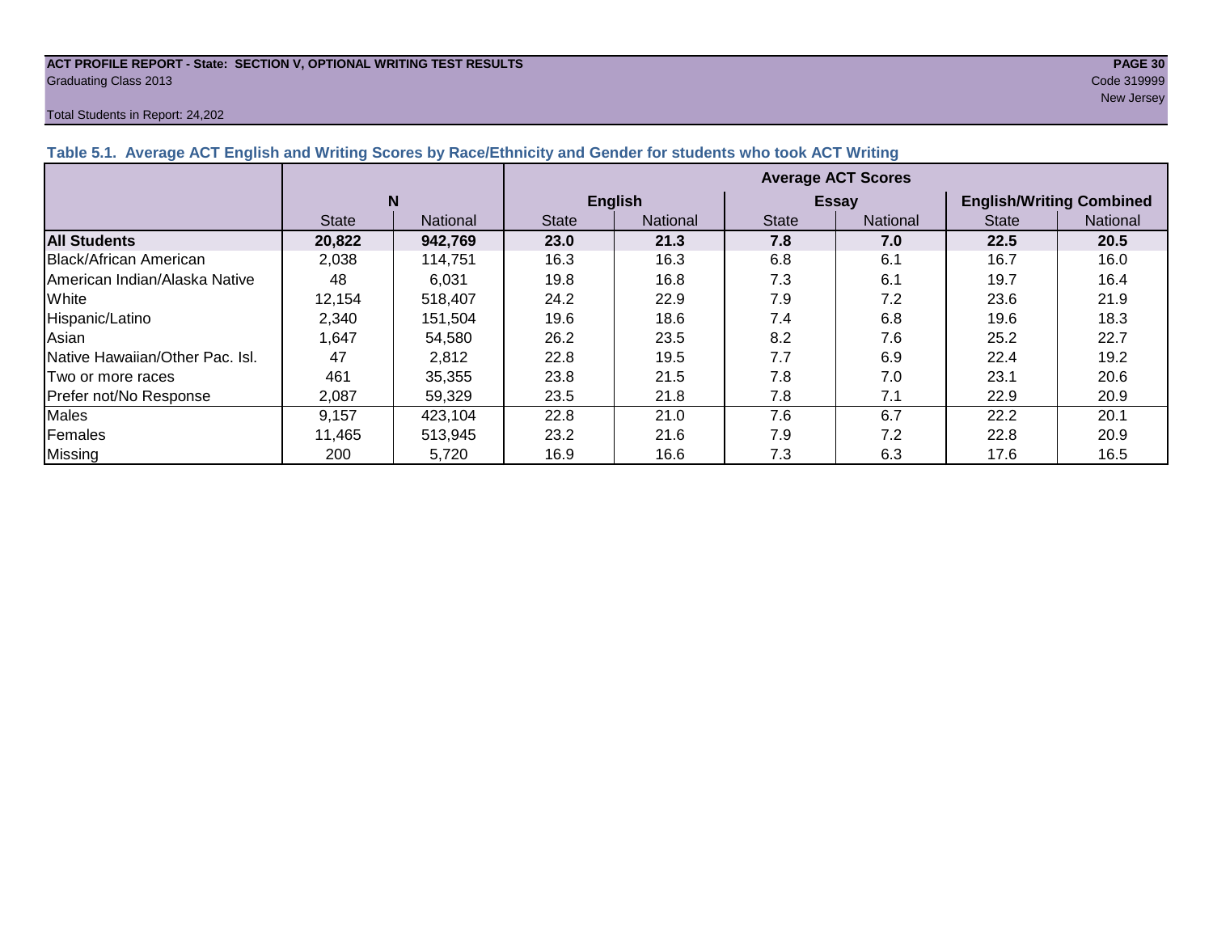**ACT PROFILE REPORT - State: SECTION V, OPTIONAL WRITING TEST RESULTS**
Graduating Class 2013

Code 319999
New Jersey

Total Students in Report: 24,202

### Table 5.1. Average ACT English and Writing Scores by Race/Ethnicity and Gender for students who took ACT Writing

| | N | | Average ACT Scores | | | | | |
|---|---|---|---|---|---|---|---|---|
| | | | English | | Essay | | English/Writing Combined | |
| | State | National | State | National | State | National | State | National |
| **All Students** | **20,822** | **942,769** | **23.0** | **21.3** | **7.8** | **7.0** | **22.5** | **20.5** |
| Black/African American | 2,038 | 114,751 | 16.3 | 16.3 | 6.8 | 6.1 | 16.7 | 16.0 |
| American Indian/Alaska Native | 48 | 6,031 | 19.8 | 16.8 | 7.3 | 6.1 | 19.7 | 16.4 |
| White | 12,154 | 518,407 | 24.2 | 22.9 | 7.9 | 7.2 | 23.6 | 21.9 |
| Hispanic/Latino | 2,340 | 151,504 | 19.6 | 18.6 | 7.4 | 6.8 | 19.6 | 18.3 |
| Asian | 1,647 | 54,580 | 26.2 | 23.5 | 8.2 | 7.6 | 25.2 | 22.7 |
| Native Hawaiian/Other Pac. Isl. | 47 | 2,812 | 22.8 | 19.5 | 7.7 | 6.9 | 22.4 | 19.2 |
| Two or more races | 461 | 35,355 | 23.8 | 21.5 | 7.8 | 7.0 | 23.1 | 20.6 |
| Prefer not/No Response | 2,087 | 59,329 | 23.5 | 21.8 | 7.8 | 7.1 | 22.9 | 20.9 |
| Males | 9,157 | 423,104 | 22.8 | 21.0 | 7.6 | 6.7 | 22.2 | 20.1 |
| Females | 11,465 | 513,945 | 23.2 | 21.6 | 7.9 | 7.2 | 22.8 | 20.9 |
| Missing | 200 | 5,720 | 16.9 | 16.6 | 7.3 | 6.3 | 17.6 | 16.5 |